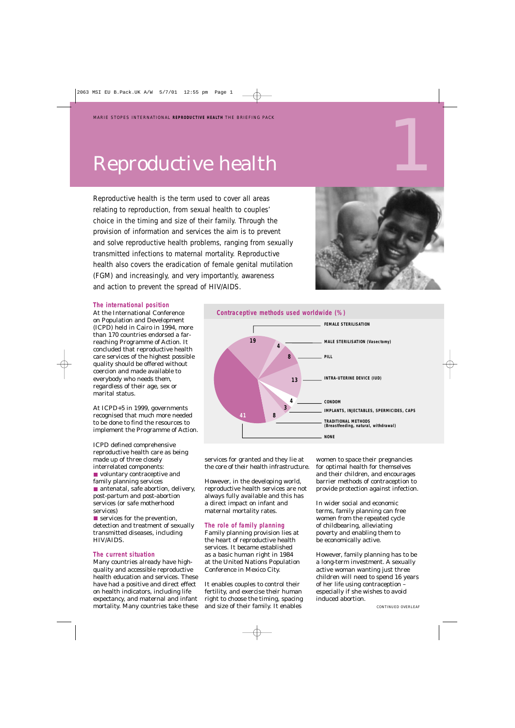# Reproductive health

Reproductive health is the term used to cover all areas relating to reproduction, from sexual health to couples' choice in the timing and size of their family. Through the provision of information and services the aim is to prevent and solve reproductive health problems, ranging from sexually transmitted infections to maternal mortality. Reproductive health also covers the eradication of female genital mutilation (FGM) and increasingly, and very importantly, awareness and action to prevent the spread of HIV/AIDS.

## The international position

At the International Conference on Population and Development (ICPD) held in Cairo in 1994, more than 170 countries endorsed a far-reaching Programme of Action. It concluded that reproductive health care services of the highest possible quality should be offered without coercion and made available to everybody who needs them, regardless of their age, sex or marital status.

At ICPD+5 in 1999, governments recognised that much more needed to be done to find the resources to implement the Programme of Action.

ICPD defined comprehensive reproductive health care as being made up of three closely interrelated components:

- voluntary contraceptive and family planning services
- antenatal, safe abortion, delivery, post-partum and post-abortion services (or safe motherhood services)
- services for the prevention, detection and treatment of sexually transmitted diseases, including HIV/AIDS.

## The current situation

Many countries already have high-quality and accessible reproductive health education and services. These have had a positive and direct effect on health indicators, including life expectancy, and maternal and infant mortality. Many countries take these services for granted and they lie at the core of their health infrastructure.

However, in the developing world, reproductive health services are not always fully available and this has a direct impact on infant and maternal mortality rates.

**Contraceptive methods used worldwide (%)**

| Method | % |
|---|---|
| Female sterilisation | 19 |
| Male sterilisation (Vasectomy) | 4 |
| Pill | 8 |
| Intra-uterine device (IUD) | 13 |
| Condom | 4 |
| Implants, injectables, spermicides, caps | 3 |
| Traditional methods (Breastfeeding, natural, withdrawal) | 8 |
| None | 41 |

## The role of family planning

Family planning provision lies at the heart of reproductive health services. It became established as a basic human right in 1984 at the United Nations Population Conference in Mexico City.

It enables couples to control their fertility, and exercise their human right to choose the timing, spacing and size of their family. It enables women to space their pregnancies for optimal health for themselves and their children, and encourages barrier methods of contraception to provide protection against infection.

In wider social and economic terms, family planning can free women from the repeated cycle of childbearing, alleviating poverty and enabling them to be economically active.

However, family planning has to be a long-term investment. A sexually active woman wanting just three children will need to spend 16 years of her life using contraception – especially if she wishes to avoid induced abortion.

CONTINUED OVERLEAF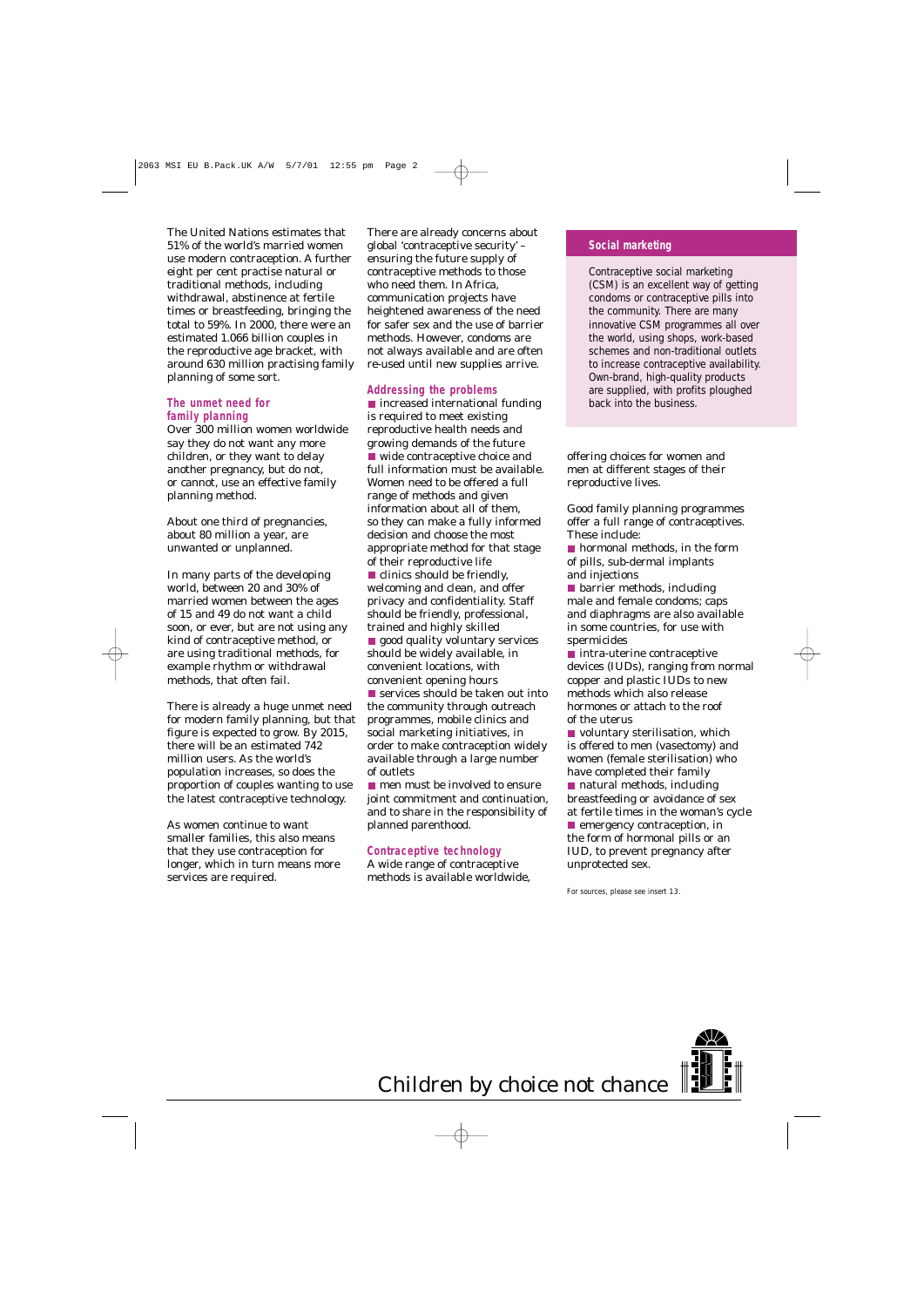The United Nations estimates that 51% of the world's married women use modern contraception. A further eight per cent practise natural or traditional methods, including withdrawal, abstinence at fertile times or breastfeeding, bringing the total to 59%. In 2000, there were an estimated 1.066 billion couples in the reproductive age bracket, with around 630 million practising family planning of some sort.

## The unmet need for family planning

Over 300 million women worldwide say they do not want any more children, or they want to delay another pregnancy, but do not, or cannot, use an effective family planning method.

About one third of pregnancies, about 80 million a year, are unwanted or unplanned.

In many parts of the developing world, between 20 and 30% of married women between the ages of 15 and 49 do not want a child soon, or ever, but are not using any kind of contraceptive method, or are using traditional methods, for example rhythm or withdrawal methods, that often fail.

There is already a huge unmet need for modern family planning, but that figure is expected to grow. By 2015, there will be an estimated 742 million users. As the world's population increases, so does the proportion of couples wanting to use the latest contraceptive technology.

As women continue to want smaller families, this also means that they use contraception for longer, which in turn means more services are required.

There are already concerns about global 'contraceptive security' – ensuring the future supply of contraceptive methods to those who need them. In Africa, communication projects have heightened awareness of the need for safer sex and the use of barrier methods. However, condoms are not always available and are often re-used until new supplies arrive.

## Addressing the problems

- increased international funding is required to meet existing reproductive health needs and growing demands of the future
- wide contraceptive choice and full information must be available. Women need to be offered a full range of methods and given information about all of them, so they can make a fully informed decision and choose the most appropriate method for that stage of their reproductive life
- clinics should be friendly, welcoming and clean, and offer privacy and confidentiality. Staff should be friendly, professional, trained and highly skilled
- good quality voluntary services should be widely available, in convenient locations, with convenient opening hours
- services should be taken out into the community through outreach programmes, mobile clinics and social marketing initiatives, in order to make contraception widely available through a large number of outlets
- men must be involved to ensure joint commitment and continuation, and to share in the responsibility of planned parenthood.

## Contraceptive technology

A wide range of contraceptive methods is available worldwide, offering choices for women and men at different stages of their reproductive lives.

Good family planning programmes offer a full range of contraceptives. These include:

- hormonal methods, in the form of pills, sub-dermal implants and injections
- barrier methods, including male and female condoms; caps and diaphragms are also available in some countries, for use with spermicides
- intra-uterine contraceptive devices (IUDs), ranging from normal copper and plastic IUDs to new methods which also release hormones or attach to the roof of the uterus
- voluntary sterilisation, which is offered to men (vasectomy) and women (female sterilisation) who have completed their family
- natural methods, including breastfeeding or avoidance of sex at fertile times in the woman's cycle
- emergency contraception, in the form of hormonal pills or an IUD, to prevent pregnancy after unprotected sex.

## Social marketing

Contraceptive social marketing (CSM) is an excellent way of getting condoms or contraceptive pills into the community. There are many innovative CSM programmes all over the world, using shops, work-based schemes and non-traditional outlets to increase contraceptive availability. Own-brand, high-quality products are supplied, with profits ploughed back into the business.

For sources, please see insert 13.

Children by choice not chance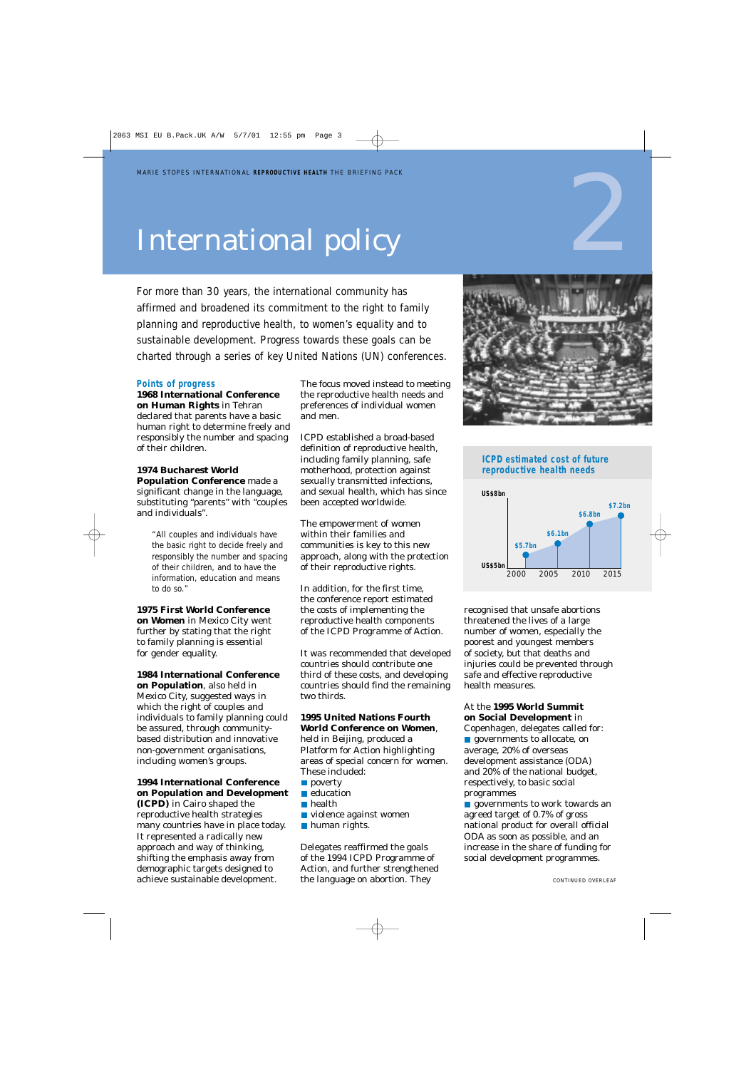// International policy

# International policy

For more than 30 years, the international community has affirmed and broadened its commitment to the right to family planning and reproductive health, to women's equality and to sustainable development. Progress towards these goals can be charted through a series of key United Nations (UN) conferences.

## Points of progress

**1968 International Conference on Human Rights** in Tehran declared that parents have a basic human right to determine freely and responsibly the number and spacing of their children.

**1974 Bucharest World Population Conference** made a significant change in the language, substituting "parents" with "couples and individuals".

> "All couples and individuals have the basic right to decide freely and responsibly the number and spacing of their children, and to have the information, education and means to do so."

**1975 First World Conference on Women** in Mexico City went further by stating that the right to family planning is essential for gender equality.

**1984 International Conference on Population**, also held in Mexico City, suggested ways in which the right of couples and individuals to family planning could be assured, through community-based distribution and innovative non-government organisations, including women's groups.

**1994 International Conference on Population and Development (ICPD)** in Cairo shaped the reproductive health strategies many countries have in place today. It represented a radically new approach and way of thinking, shifting the emphasis away from demographic targets designed to achieve sustainable development. The focus moved instead to meeting the reproductive health needs and preferences of individual women and men.

ICPD established a broad-based definition of reproductive health, including family planning, safe motherhood, protection against sexually transmitted infections, and sexual health, which has since been accepted worldwide.

The empowerment of women within their families and communities is key to this new approach, along with the protection of their reproductive rights.

In addition, for the first time, the conference report estimated the costs of implementing the reproductive health components of the ICPD Programme of Action.

It was recommended that developed countries should contribute one third of these costs, and developing countries should find the remaining two thirds.

**1995 United Nations Fourth World Conference on Women**, held in Beijing, produced a Platform for Action highlighting areas of special concern for women. These included:

- poverty
- education
- health
- violence against women
- human rights.

Delegates reaffirmed the goals of the 1994 ICPD Programme of Action, and further strengthened the language on abortion. They recognised that unsafe abortions threatened the lives of a large number of women, especially the poorest and youngest members of society, but that deaths and injuries could be prevented through safe and effective reproductive health measures.

At the **1995 World Summit on Social Development** in Copenhagen, delegates called for:

- governments to allocate, on average, 20% of overseas development assistance (ODA) and 20% of the national budget, respectively, to basic social programmes
- governments to work towards an agreed target of 0.7% of gross national product for overall official ODA as soon as possible, and an increase in the share of funding for social development programmes.

### ICPD estimated cost of future reproductive health needs

| Year | Cost |
|---|---|
| 2000 | $5.7bn |
| 2005 | $6.1bn |
| 2010 | $6.8bn |
| 2015 | $7.2bn |

CONTINUED OVERLEAF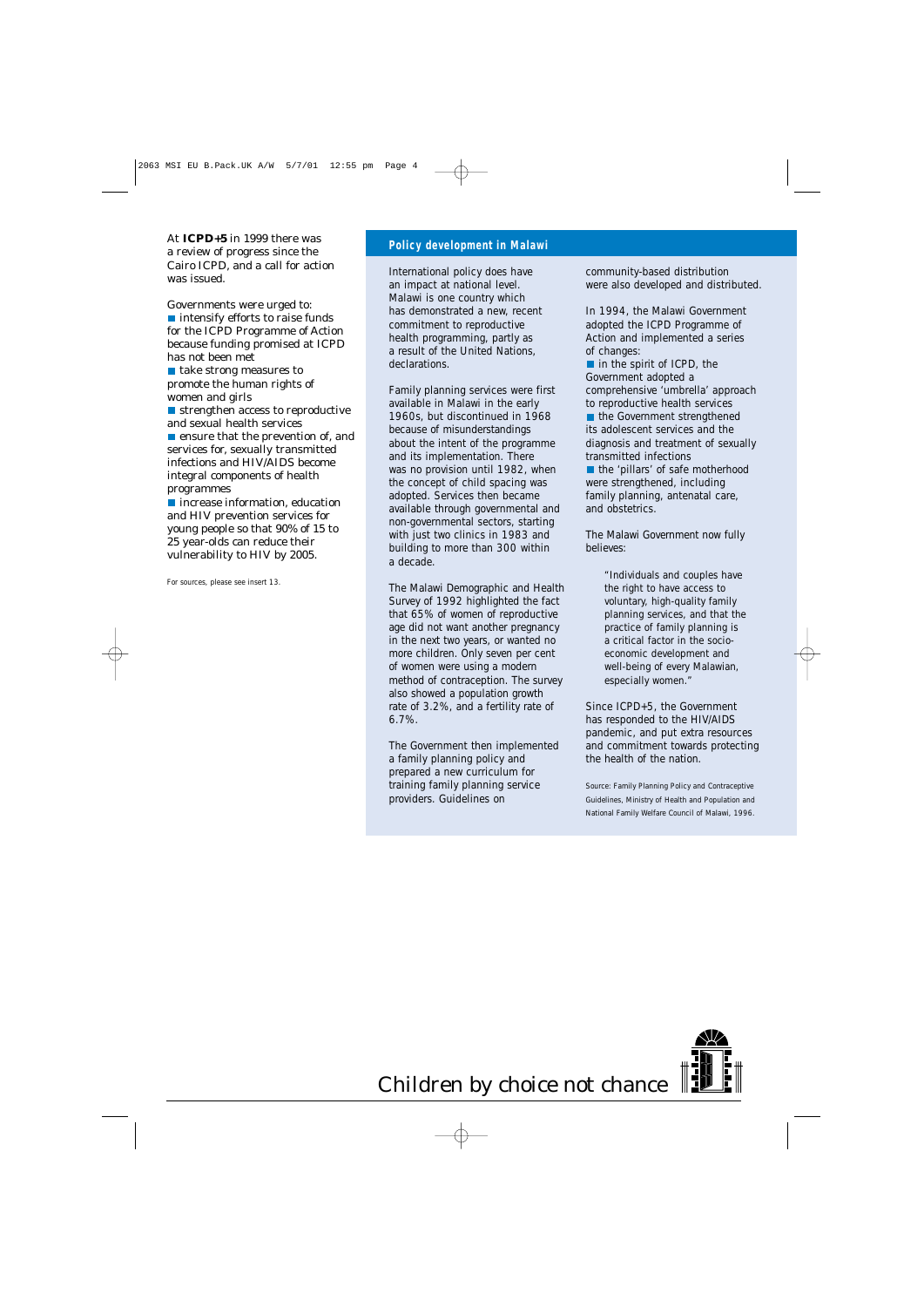At **ICPD+5** in 1999 there was a review of progress since the Cairo ICPD, and a call for action was issued.

Governments were urged to:

- intensify efforts to raise funds for the ICPD Programme of Action because funding promised at ICPD has not been met
- take strong measures to promote the human rights of women and girls
- strengthen access to reproductive and sexual health services
- ensure that the prevention of, and services for, sexually transmitted infections and HIV/AIDS become integral components of health programmes
- increase information, education and HIV prevention services for young people so that 90% of 15 to 25 year-olds can reduce their vulnerability to HIV by 2005.

For sources, please see insert 13.

## Policy development in Malawi

International policy does have an impact at national level. Malawi is one country which has demonstrated a new, recent commitment to reproductive health programming, partly as a result of the United Nations, declarations.

Family planning services were first available in Malawi in the early 1960s, but discontinued in 1968 because of misunderstandings about the intent of the programme and its implementation. There was no provision until 1982, when the concept of child spacing was adopted. Services then became available through governmental and non-governmental sectors, starting with just two clinics in 1983 and building to more than 300 within a decade.

The Malawi Demographic and Health Survey of 1992 highlighted the fact that 65% of women of reproductive age did not want another pregnancy in the next two years, or wanted no more children. Only seven per cent of women were using a modern method of contraception. The survey also showed a population growth rate of 3.2%, and a fertility rate of 6.7%.

The Government then implemented a family planning policy and prepared a new curriculum for training family planning service providers. Guidelines on community-based distribution were also developed and distributed.

In 1994, the Malawi Government adopted the ICPD Programme of Action and implemented a series of changes:

- in the spirit of ICPD, the Government adopted a comprehensive 'umbrella' approach to reproductive health services
- the Government strengthened its adolescent services and the diagnosis and treatment of sexually transmitted infections
- the 'pillars' of safe motherhood were strengthened, including family planning, antenatal care, and obstetrics.

The Malawi Government now fully believes:

> "Individuals and couples have the right to have access to voluntary, high-quality family planning services, and that the practice of family planning is a critical factor in the socio-economic development and well-being of every Malawian, especially women."

Since ICPD+5, the Government has responded to the HIV/AIDS pandemic, and put extra resources and commitment towards protecting the health of the nation.

Source: Family Planning Policy and Contraceptive Guidelines, Ministry of Health and Population and National Family Welfare Council of Malawi, 1996.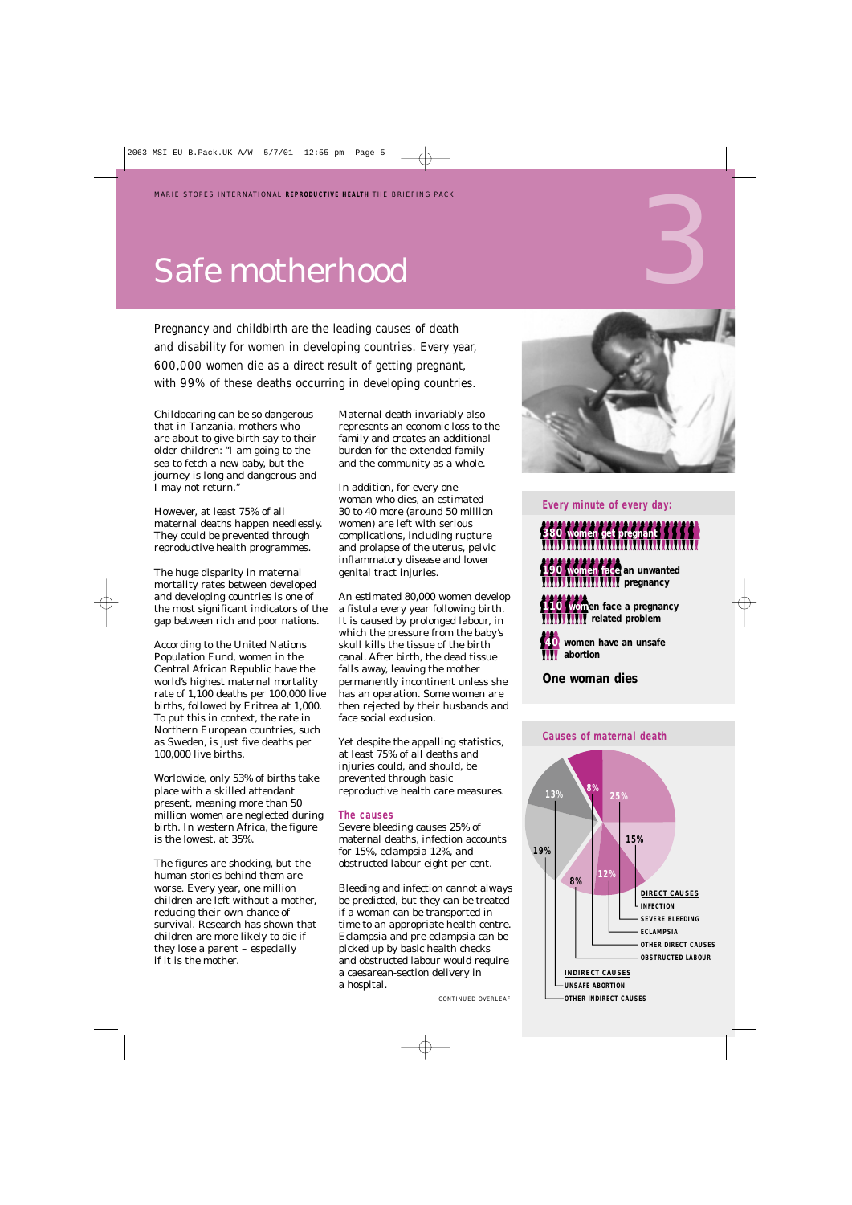# Safe motherhood

Pregnancy and childbirth are the leading causes of death and disability for women in developing countries. Every year, 600,000 women die as a direct result of getting pregnant, with 99% of these deaths occurring in developing countries.

Childbearing can be so dangerous that in Tanzania, mothers who are about to give birth say to their older children: "I am going to the sea to fetch a new baby, but the journey is long and dangerous and I may not return."

However, at least 75% of all maternal deaths happen needlessly. They could be prevented through reproductive health programmes.

The huge disparity in maternal mortality rates between developed and developing countries is one of the most significant indicators of the gap between rich and poor nations.

According to the United Nations Population Fund, women in the Central African Republic have the world's highest maternal mortality rate of 1,100 deaths per 100,000 live births, followed by Eritrea at 1,000. To put this in context, the rate in Northern European countries, such as Sweden, is just five deaths per 100,000 live births.

Worldwide, only 53% of births take place with a skilled attendant present, meaning more than 50 million women are neglected during birth. In western Africa, the figure is the lowest, at 35%.

The figures are shocking, but the human stories behind them are worse. Every year, one million children are left without a mother, reducing their own chance of survival. Research has shown that children are more likely to die if they lose a parent – especially if it is the mother.

Maternal death invariably also represents an economic loss to the family and creates an additional burden for the extended family and the community as a whole.

In addition, for every one woman who dies, an estimated 30 to 40 more (around 50 million women) are left with serious complications, including rupture and prolapse of the uterus, pelvic inflammatory disease and lower genital tract injuries.

An estimated 80,000 women develop a fistula every year following birth. It is caused by prolonged labour, in which the pressure from the baby's skull kills the tissue of the birth canal. After birth, the dead tissue falls away, leaving the mother permanently incontinent unless she has an operation. Some women are then rejected by their husbands and face social exclusion.

Yet despite the appalling statistics, at least 75% of all deaths and injuries could, and should, be prevented through basic reproductive health care measures.

## The causes

Severe bleeding causes 25% of maternal deaths, infection accounts for 15%, eclampsia 12%, and obstructed labour eight per cent.

Bleeding and infection cannot always be predicted, but they can be treated if a woman can be transported in time to an appropriate health centre. Eclampsia and pre-eclampsia can be picked up by basic health checks and obstructed labour would require a caesarean-section delivery in a hospital.

CONTINUED OVERLEAF

### Every minute of every day:

- 380 women get pregnant
- 190 women face an unwanted pregnancy
- 110 women face a pregnancy related problem
- 40 women have an unsafe abortion

**One woman dies**

### Causes of maternal death

**DIRECT CAUSES**
- Infection: 15%
- Severe bleeding: 25%
- Eclampsia: 12%
- Other direct causes: 8%
- Obstructed labour: 8%

**INDIRECT CAUSES**
- Unsafe abortion: 13%
- Other indirect causes: 19%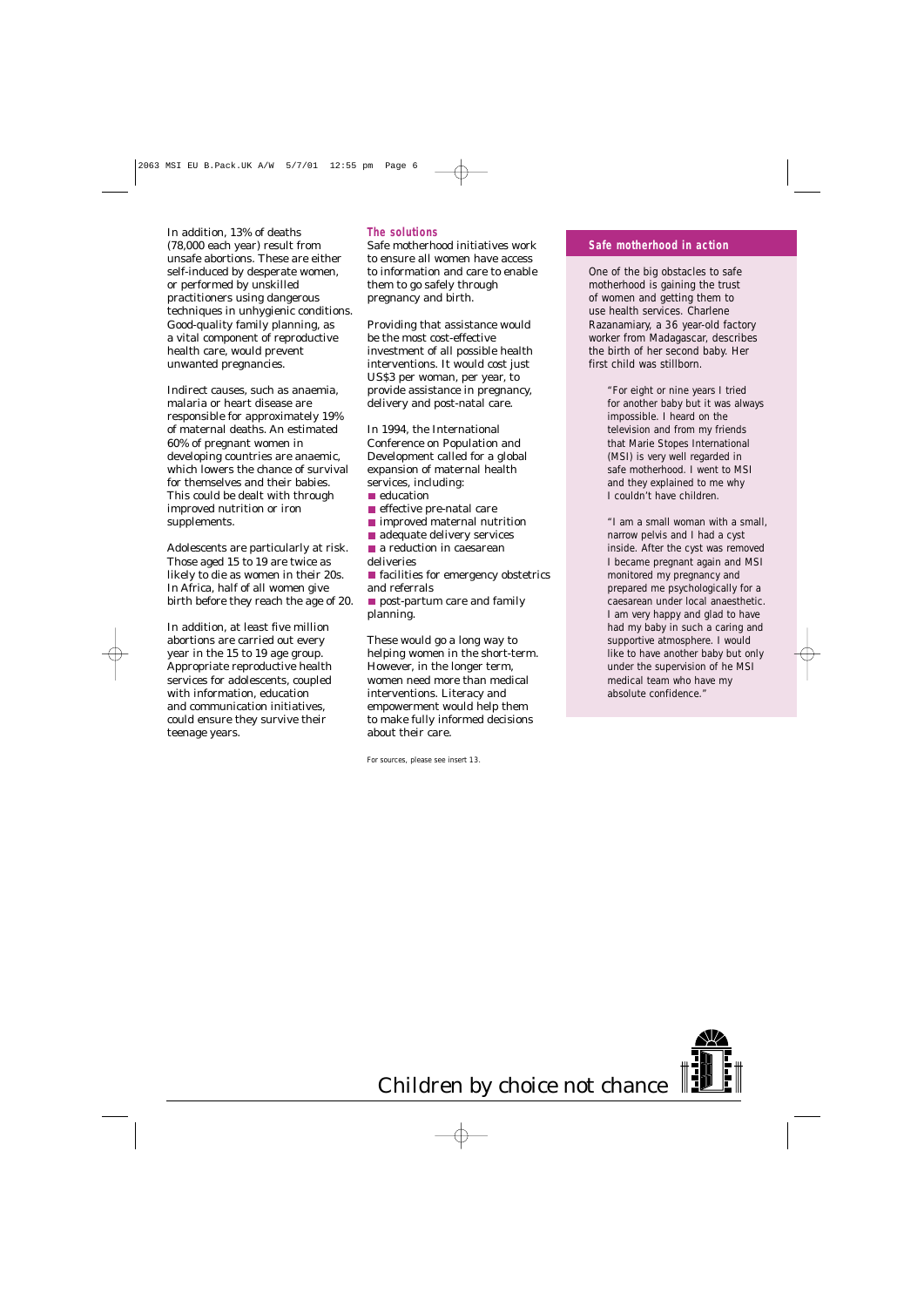In addition, 13% of deaths (78,000 each year) result from unsafe abortions. These are either self-induced by desperate women, or performed by unskilled practitioners using dangerous techniques in unhygienic conditions. Good-quality family planning, as a vital component of reproductive health care, would prevent unwanted pregnancies.

Indirect causes, such as anaemia, malaria or heart disease are responsible for approximately 19% of maternal deaths. An estimated 60% of pregnant women in developing countries are anaemic, which lowers the chance of survival for themselves and their babies. This could be dealt with through improved nutrition or iron supplements.

Adolescents are particularly at risk. Those aged 15 to 19 are twice as likely to die as women in their 20s. In Africa, half of all women give birth before they reach the age of 20.

In addition, at least five million abortions are carried out every year in the 15 to 19 age group. Appropriate reproductive health services for adolescents, coupled with information, education and communication initiatives, could ensure they survive their teenage years.

## The solutions

Safe motherhood initiatives work to ensure all women have access to information and care to enable them to go safely through pregnancy and birth.

Providing that assistance would be the most cost-effective investment of all possible health interventions. It would cost just US$3 per woman, per year, to provide assistance in pregnancy, delivery and post-natal care.

In 1994, the International Conference on Population and Development called for a global expansion of maternal health services, including:

- education
- effective pre-natal care
- improved maternal nutrition
- adequate delivery services
- a reduction in caesarean deliveries
- facilities for emergency obstetrics and referrals
- post-partum care and family planning.

These would go a long way to helping women in the short-term. However, in the longer term, women need more than medical interventions. Literacy and empowerment would help them to make fully informed decisions about their care.

For sources, please see insert 13.

## Safe motherhood in action

One of the big obstacles to safe motherhood is gaining the trust of women and getting them to use health services. Charlene Razanamiary, a 36 year-old factory worker from Madagascar, describes the birth of her second baby. Her first child was stillborn.

> "For eight or nine years I tried for another baby but it was always impossible. I heard on the television and from my friends that Marie Stopes International (MSI) is very well regarded in safe motherhood. I went to MSI and they explained to me why I couldn't have children.
>
> "I am a small woman with a small, narrow pelvis and I had a cyst inside. After the cyst was removed I became pregnant again and MSI monitored my pregnancy and prepared me psychologically for a caesarean under local anaesthetic. I am very happy and glad to have had my baby in such a caring and supportive atmosphere. I would like to have another baby but only under the supervision of he MSI medical team who have my absolute confidence."

*Children by choice not chance*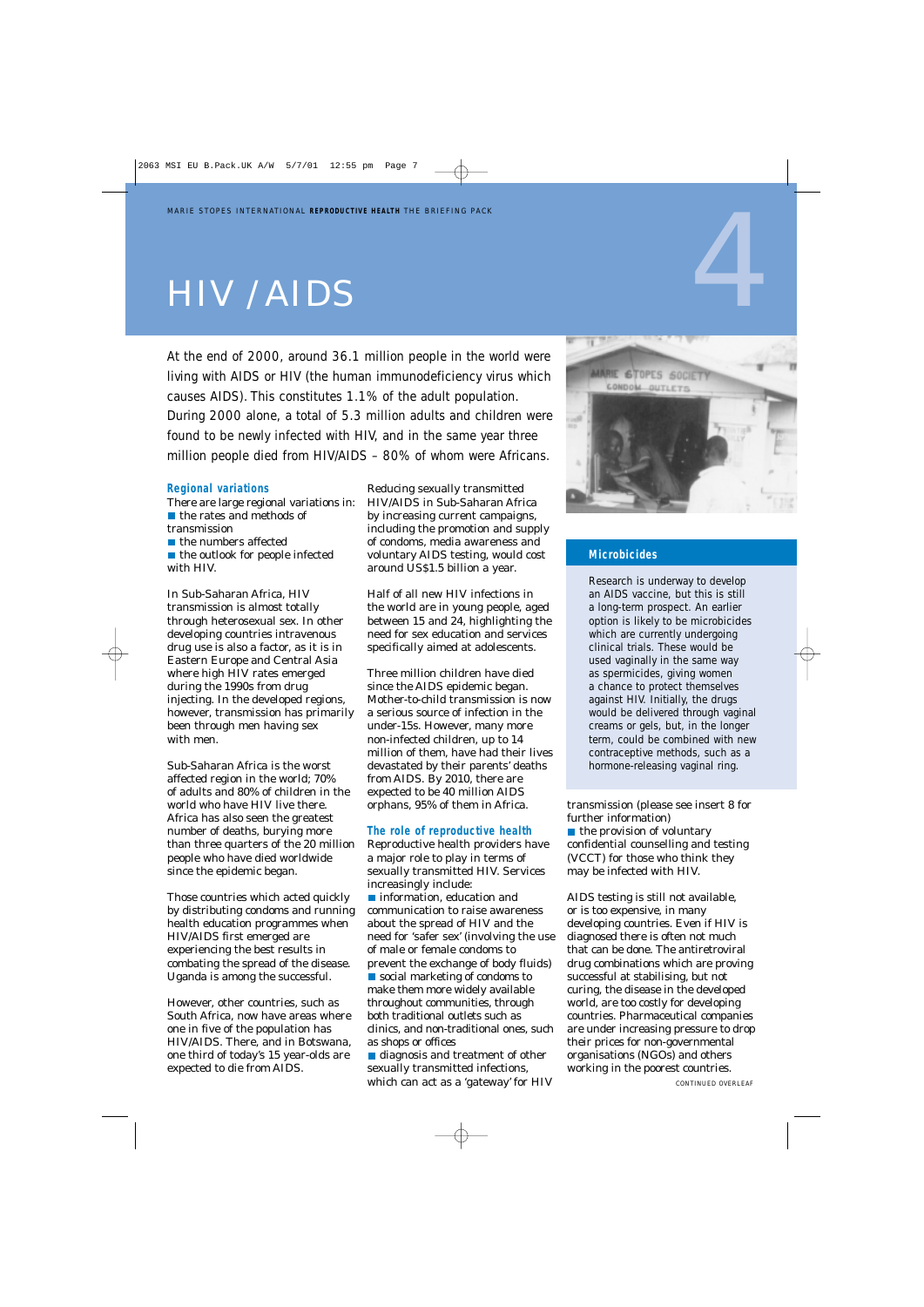# HIV / AIDS

At the end of 2000, around 36.1 million people in the world were living with AIDS or HIV (the human immunodeficiency virus which causes AIDS). This constitutes 1.1% of the adult population. During 2000 alone, a total of 5.3 million adults and children were found to be newly infected with HIV, and in the same year three million people died from HIV/AIDS – 80% of whom were Africans.

## Regional variations

There are large regional variations in:

- the rates and methods of transmission
- the numbers affected
- the outlook for people infected with HIV.

In Sub-Saharan Africa, HIV transmission is almost totally through heterosexual sex. In other developing countries intravenous drug use is also a factor, as it is in Eastern Europe and Central Asia where high HIV rates emerged during the 1990s from drug injecting. In the developed regions, however, transmission has primarily been through men having sex with men.

Sub-Saharan Africa is the worst affected region in the world; 70% of adults and 80% of children in the world who have HIV live there. Africa has also seen the greatest number of deaths, burying more than three quarters of the 20 million people who have died worldwide since the epidemic began.

Those countries which acted quickly by distributing condoms and running health education programmes when HIV/AIDS first emerged are experiencing the best results in combating the spread of the disease. Uganda is among the successful.

However, other countries, such as South Africa, now have areas where one in five of the population has HIV/AIDS. There, and in Botswana, one third of today's 15 year-olds are expected to die from AIDS.

Reducing sexually transmitted HIV/AIDS in Sub-Saharan Africa by increasing current campaigns, including the promotion and supply of condoms, media awareness and voluntary AIDS testing, would cost around US$1.5 billion a year.

Half of all new HIV infections in the world are in young people, aged between 15 and 24, highlighting the need for sex education and services specifically aimed at adolescents.

Three million children have died since the AIDS epidemic began. Mother-to-child transmission is now a serious source of infection in the under-15s. However, many more non-infected children, up to 14 million of them, have had their lives devastated by their parents' deaths from AIDS. By 2010, there are expected to be 40 million AIDS orphans, 95% of them in Africa.

## The role of reproductive health

Reproductive health providers have a major role to play in terms of sexually transmitted HIV. Services increasingly include:

- information, education and communication to raise awareness about the spread of HIV and the need for 'safer sex' (involving the use of male or female condoms to prevent the exchange of body fluids)
- social marketing of condoms to make them more widely available throughout communities, through both traditional outlets such as clinics, and non-traditional ones, such as shops or offices
- diagnosis and treatment of other sexually transmitted infections, which can act as a 'gateway' for HIV transmission (please see insert 8 for further information)
- the provision of voluntary confidential counselling and testing (VCCT) for those who think they may be infected with HIV.

AIDS testing is still not available, or is too expensive, in many developing countries. Even if HIV is diagnosed there is often not much that can be done. The antiretroviral drug combinations which are proving successful at stabilising, but not curing, the disease in the developed world, are too costly for developing countries. Pharmaceutical companies are under increasing pressure to drop their prices for non-governmental organisations (NGOs) and others working in the poorest countries.

CONTINUED OVERLEAF

## Microbicides

Research is underway to develop an AIDS vaccine, but this is still a long-term prospect. An earlier option is likely to be microbicides which are currently undergoing clinical trials. These would be used vaginally in the same way as spermicides, giving women a chance to protect themselves against HIV. Initially, the drugs would be delivered through vaginal creams or gels, but, in the longer term, could be combined with new contraceptive methods, such as a hormone-releasing vaginal ring.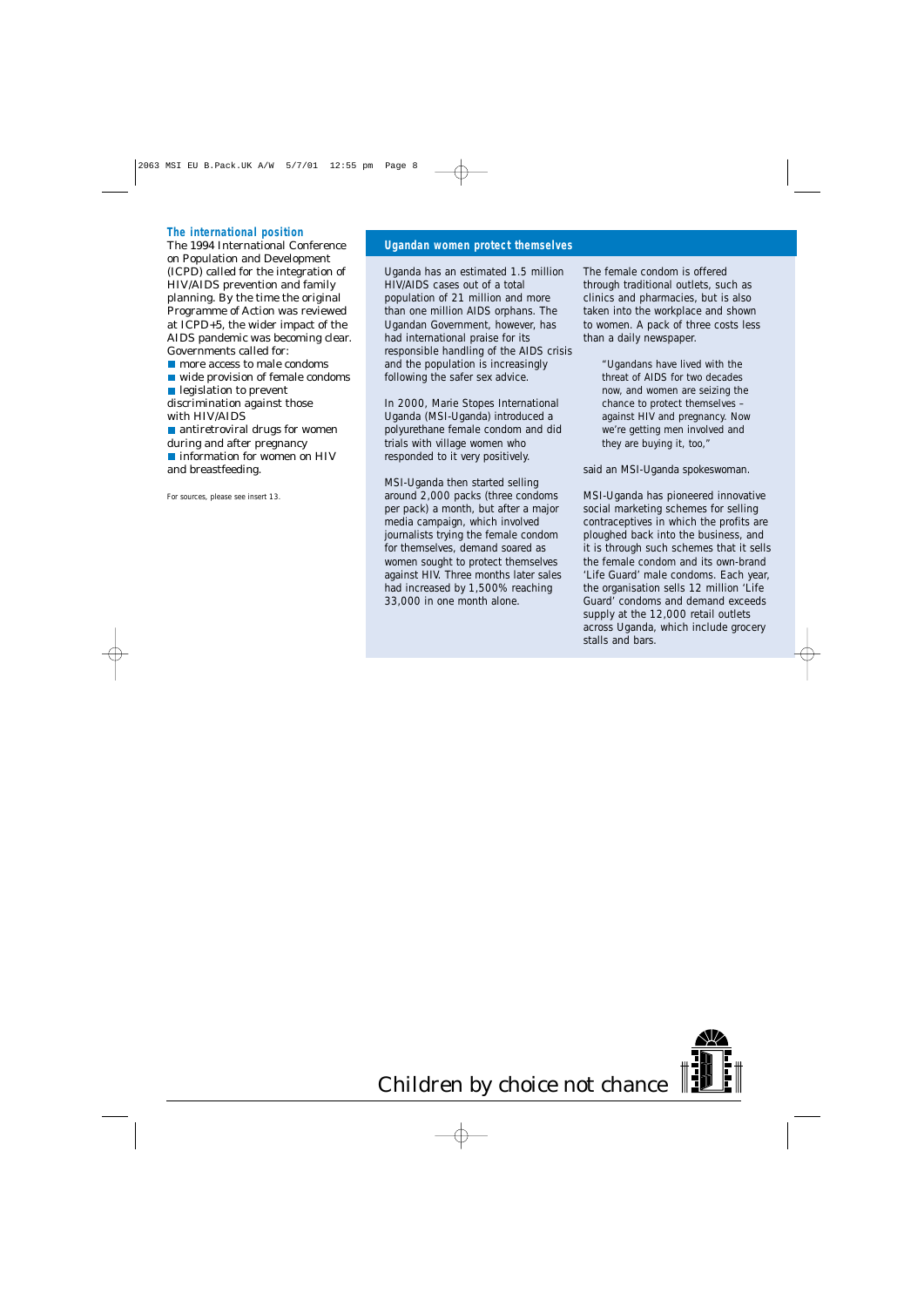### The international position

The 1994 International Conference on Population and Development (ICPD) called for the integration of HIV/AIDS prevention and family planning. By the time the original Programme of Action was reviewed at ICPD+5, the wider impact of the AIDS pandemic was becoming clear. Governments called for:

- more access to male condoms
- wide provision of female condoms
- legislation to prevent discrimination against those with HIV/AIDS
- antiretroviral drugs for women during and after pregnancy
- information for women on HIV and breastfeeding.

For sources, please see insert 13.

## Ugandan women protect themselves

Uganda has an estimated 1.5 million HIV/AIDS cases out of a total population of 21 million and more than one million AIDS orphans. The Ugandan Government, however, has had international praise for its responsible handling of the AIDS crisis and the population is increasingly following the safer sex advice.

In 2000, Marie Stopes International Uganda (MSI-Uganda) introduced a polyurethane female condom and did trials with village women who responded to it very positively.

MSI-Uganda then started selling around 2,000 packs (three condoms per pack) a month, but after a major media campaign, which involved journalists trying the female condom for themselves, demand soared as women sought to protect themselves against HIV. Three months later sales had increased by 1,500% reaching 33,000 in one month alone.

The female condom is offered through traditional outlets, such as clinics and pharmacies, but is also taken into the workplace and shown to women. A pack of three costs less than a daily newspaper.

> "Ugandans have lived with the threat of AIDS for two decades now, and women are seizing the chance to protect themselves – against HIV and pregnancy. Now we're getting men involved and they are buying it, too,"

said an MSI-Uganda spokeswoman.

MSI-Uganda has pioneered innovative social marketing schemes for selling contraceptives in which the profits are ploughed back into the business, and it is through such schemes that it sells the female condom and its own-brand 'Life Guard' male condoms. Each year, the organisation sells 12 million 'Life Guard' condoms and demand exceeds supply at the 12,000 retail outlets across Uganda, which include grocery stalls and bars.

Children by choice not chance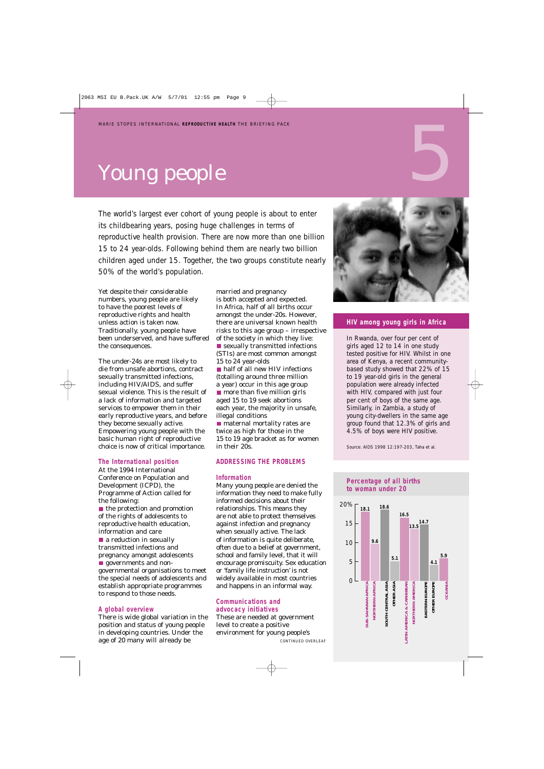# Young people

5

The world's largest ever cohort of young people is about to enter its childbearing years, posing huge challenges in terms of reproductive health provision. There are now more than one billion 15 to 24 year-olds. Following behind them are nearly two billion children aged under 15. Together, the two groups constitute nearly 50% of the world's population.

Yet despite their considerable numbers, young people are likely to have the poorest levels of reproductive rights and health unless action is taken now. Traditionally, young people have been underserved, and have suffered the consequences.

The under-24s are most likely to die from unsafe abortions, contract sexually transmitted infections, including HIV/AIDS, and suffer sexual violence. This is the result of a lack of information and targeted services to empower them in their early reproductive years, and before they become sexually active. Empowering young people with the basic human right of reproductive choice is now of critical importance.

## The International position

At the 1994 International Conference on Population and Development (ICPD), the Programme of Action called for the following:

- the protection and promotion of the rights of adolescents to reproductive health education, information and care
- a reduction in sexually transmitted infections and pregnancy amongst adolescents
- governments and non-governmental organisations to meet the special needs of adolescents and establish appropriate programmes to respond to those needs.

## A global overview

There is wide global variation in the position and status of young people in developing countries. Under the age of 20 many will already be married and pregnancy is both accepted and expected. In Africa, half of all births occur amongst the under-20s. However, there are universal known health risks to this age group – irrespective of the society in which they live:

- sexually transmitted infections (STIs) are most common amongst 15 to 24 year-olds
- half of all new HIV infections (totalling around three million a year) occur in this age group
- more than five million girls aged 15 to 19 seek abortions each year, the majority in unsafe, illegal conditions
- maternal mortality rates are twice as high for those in the 15 to 19 age bracket as for women in their 20s.

## ADDRESSING THE PROBLEMS

### Information

Many young people are denied the information they need to make fully informed decisions about their relationships. This means they are not able to protect themselves against infection and pregnancy when sexually active. The lack of information is quite deliberate, often due to a belief at government, school and family level, that it will encourage promiscuity. Sex education or 'family life instruction' is not widely available in most countries and happens in an informal way.

### Communications and advocacy initiatives

These are needed at government level to create a positive environment for young people's

CONTINUED OVERLEAF

### HIV among young girls in Africa

In Rwanda, over four per cent of girls aged 12 to 14 in one study tested positive for HIV. Whilst in one area of Kenya, a recent community-based study showed that 22% of 15 to 19 year-old girls in the general population were already infected with HIV, compared with just four per cent of boys of the same age. Similarly, in Zambia, a study of young city-dwellers in the same age group found that 12.3% of girls and 4.5% of boys were HIV positive.

Source: AIDS 1998 12:197-203, Taha et al.

### Percentage of all births to woman under 20

| Region | % |
|---|---|
| Sub-Saharan Africa | 18.1 |
| Northern Africa | 9.6 |
| South Central Asia | 18.6 |
| Other Asia | 5.1 |
| Latin America & Caribbean | 16.5 |
| Northern America | 13.5 |
| Eastern Europe | 14.7 |
| Other Europe | 4.1 |
| Oceania | 5.9 |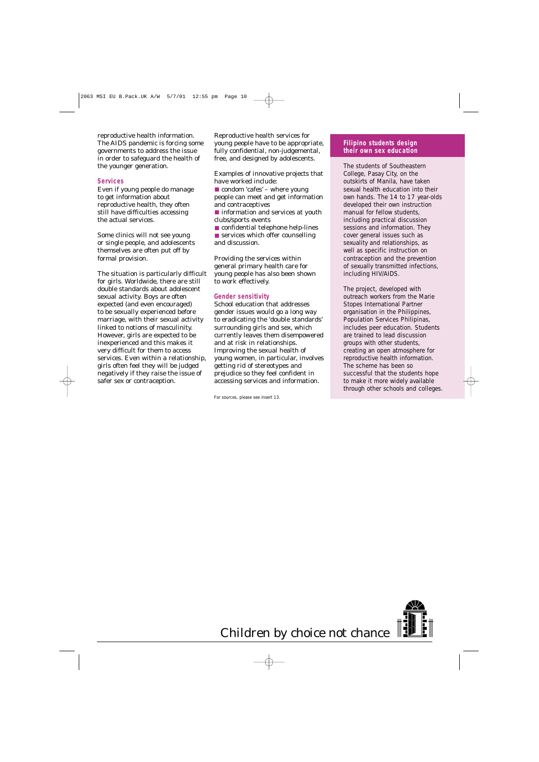reproductive health information. The AIDS pandemic is forcing some governments to address the issue in order to safeguard the health of the younger generation.

## Services

Even if young people do manage to get information about reproductive health, they often still have difficulties accessing the actual services.

Some clinics will not see young or single people, and adolescents themselves are often put off by formal provision.

The situation is particularly difficult for girls. Worldwide, there are still double standards about adolescent sexual activity. Boys are often expected (and even encouraged) to be sexually experienced before marriage, with their sexual activity linked to notions of masculinity. However, girls are expected to be inexperienced and this makes it very difficult for them to access services. Even within a relationship, girls often feel they will be judged negatively if they raise the issue of safer sex or contraception.

Reproductive health services for young people have to be appropriate, fully confidential, non-judgemental, free, and designed by adolescents.

Examples of innovative projects that have worked include:

- condom 'cafes' – where young people can meet and get information and contraceptives
- information and services at youth clubs/sports events
- confidential telephone help-lines
- services which offer counselling and discussion.

Providing the services within general primary health care for young people has also been shown to work effectively.

## Gender sensitivity

School education that addresses gender issues would go a long way to eradicating the 'double standards' surrounding girls and sex, which currently leaves them disempowered and at risk in relationships. Improving the sexual health of young women, in particular, involves getting rid of stereotypes and prejudice so they feel confident in accessing services and information.

For sources, please see insert 13.

## Filipino students design their own sex education

The students of Southeastern College, Pasay City, on the outskirts of Manila, have taken sexual health education into their own hands. The 14 to 17 year-olds developed their own instruction manual for fellow students, including practical discussion sessions and information. They cover general issues such as sexuality and relationships, as well as specific instruction on contraception and the prevention of sexually transmitted infections, including HIV/AIDS.

The project, developed with outreach workers from the Marie Stopes International Partner organisation in the Philippines, Population Services Philipinas, includes peer education. Students are trained to lead discussion groups with other students, creating an open atmosphere for reproductive health information. The scheme has been so successful that the students hope to make it more widely available through other schools and colleges.

Children by choice not chance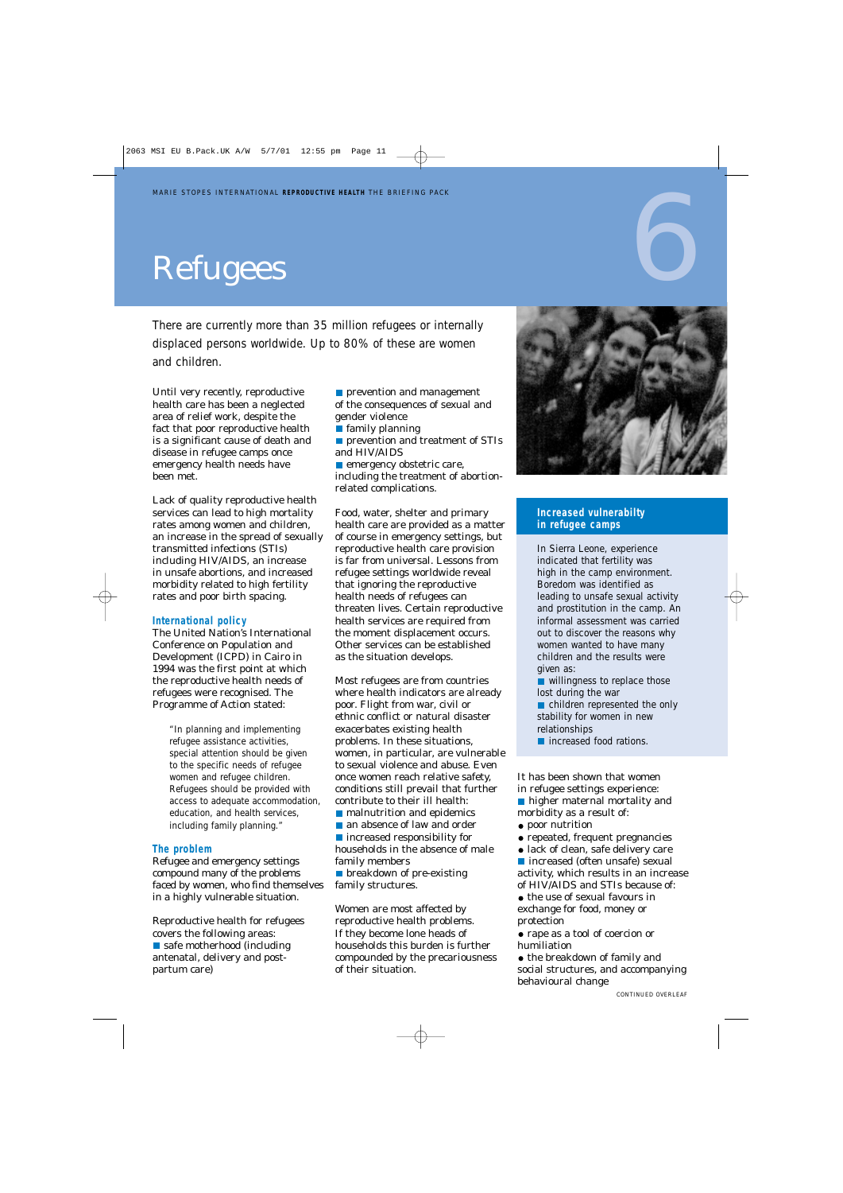# Refugees

There are currently more than 35 million refugees or internally displaced persons worldwide. Up to 80% of these are women and children.

Until very recently, reproductive health care has been a neglected area of relief work, despite the fact that poor reproductive health is a significant cause of death and disease in refugee camps once emergency health needs have been met.

Lack of quality reproductive health services can lead to high mortality rates among women and children, an increase in the spread of sexually transmitted infections (STIs) including HIV/AIDS, an increase in unsafe abortions, and increased morbidity related to high fertility rates and poor birth spacing.

### International policy

The United Nation's International Conference on Population and Development (ICPD) in Cairo in 1994 was the first point at which the reproductive health needs of refugees were recognised. The Programme of Action stated:

> "In planning and implementing refugee assistance activities, special attention should be given to the specific needs of refugee women and refugee children. Refugees should be provided with access to adequate accommodation, education, and health services, including family planning."

### The problem

Refugee and emergency settings compound many of the problems faced by women, who find themselves in a highly vulnerable situation.

Reproductive health for refugees covers the following areas:

- safe motherhood (including antenatal, delivery and post-partum care)
- prevention and management of the consequences of sexual and gender violence
- family planning
- prevention and treatment of STIs and HIV/AIDS
- emergency obstetric care, including the treatment of abortion-related complications.

Food, water, shelter and primary health care are provided as a matter of course in emergency settings, but reproductive health care provision is far from universal. Lessons from refugee settings worldwide reveal that ignoring the reproductive health needs of refugees can threaten lives. Certain reproductive health services are required from the moment displacement occurs. Other services can be established as the situation develops.

Most refugees are from countries where health indicators are already poor. Flight from war, civil or ethnic conflict or natural disaster exacerbates existing health problems. In these situations, women, in particular, are vulnerable to sexual violence and abuse. Even once women reach relative safety, conditions still prevail that further contribute to their ill health:

- malnutrition and epidemics
- an absence of law and order
- increased responsibility for households in the absence of male family members
- breakdown of pre-existing family structures.

Women are most affected by reproductive health problems. If they become lone heads of households this burden is further compounded by the precariousness of their situation.

### Increased vulnerabilty in refugee camps

In Sierra Leone, experience indicated that fertility was high in the camp environment. Boredom was identified as leading to unsafe sexual activity and prostitution in the camp. An informal assessment was carried out to discover the reasons why women wanted to have many children and the results were given as:

- willingness to replace those lost during the war
- children represented the only stability for women in new relationships
- increased food rations.

It has been shown that women in refugee settings experience:

- higher maternal mortality and morbidity as a result of:
  - poor nutrition
  - repeated, frequent pregnancies
  - lack of clean, safe delivery care
- increased (often unsafe) sexual activity, which results in an increase of HIV/AIDS and STIs because of:
  - the use of sexual favours in exchange for food, money or protection
  - rape as a tool of coercion or humiliation
  - the breakdown of family and social structures, and accompanying behavioural change

CONTINUED OVERLEAF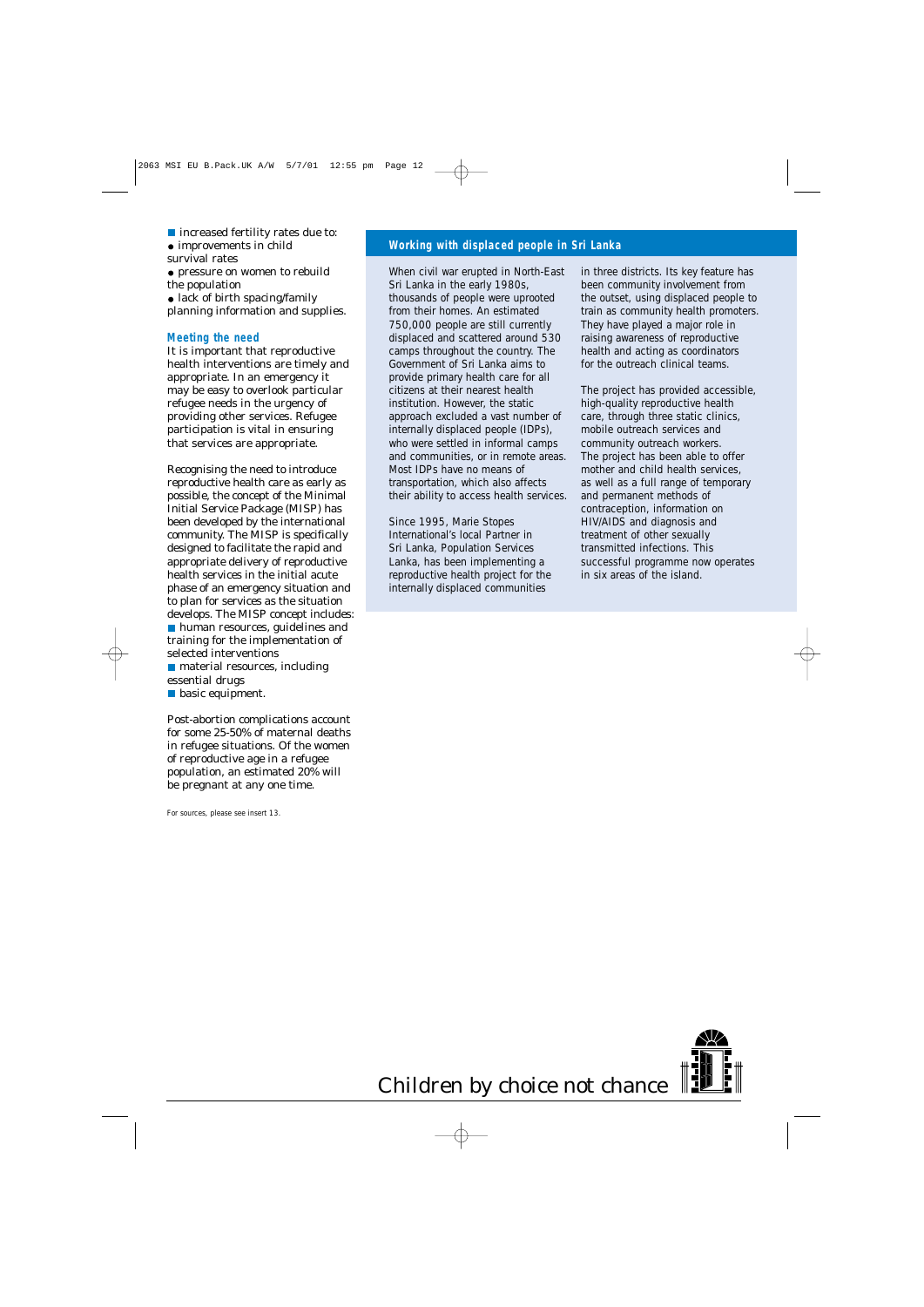- increased fertility rates due to:
  - improvements in child survival rates
  - pressure on women to rebuild the population
  - lack of birth spacing/family planning information and supplies.

## Meeting the need

It is important that reproductive health interventions are timely and appropriate. In an emergency it may be easy to overlook particular refugee needs in the urgency of providing other services. Refugee participation is vital in ensuring that services are appropriate.

Recognising the need to introduce reproductive health care as early as possible, the concept of the Minimal Initial Service Package (MISP) has been developed by the international community. The MISP is specifically designed to facilitate the rapid and appropriate delivery of reproductive health services in the initial acute phase of an emergency situation and to plan for services as the situation develops. The MISP concept includes:

- human resources, guidelines and training for the implementation of selected interventions
- material resources, including essential drugs
- basic equipment.

Post-abortion complications account for some 25-50% of maternal deaths in refugee situations. Of the women of reproductive age in a refugee population, an estimated 20% will be pregnant at any one time.

For sources, please see insert 13.

## Working with displaced people in Sri Lanka

When civil war erupted in North-East Sri Lanka in the early 1980s, thousands of people were uprooted from their homes. An estimated 750,000 people are still currently displaced and scattered around 530 camps throughout the country. The Government of Sri Lanka aims to provide primary health care for all citizens at their nearest health institution. However, the static approach excluded a vast number of internally displaced people (IDPs), who were settled in informal camps and communities, or in remote areas. Most IDPs have no means of transportation, which also affects their ability to access health services.

Since 1995, Marie Stopes International's local Partner in Sri Lanka, Population Services Lanka, has been implementing a reproductive health project for the internally displaced communities in three districts. Its key feature has been community involvement from the outset, using displaced people to train as community health promoters. They have played a major role in raising awareness of reproductive health and acting as coordinators for the outreach clinical teams.

The project has provided accessible, high-quality reproductive health care, through three static clinics, mobile outreach services and community outreach workers. The project has been able to offer mother and child health services, as well as a full range of temporary and permanent methods of contraception, information on HIV/AIDS and diagnosis and treatment of other sexually transmitted infections. This successful programme now operates in six areas of the island.

Children by choice not chance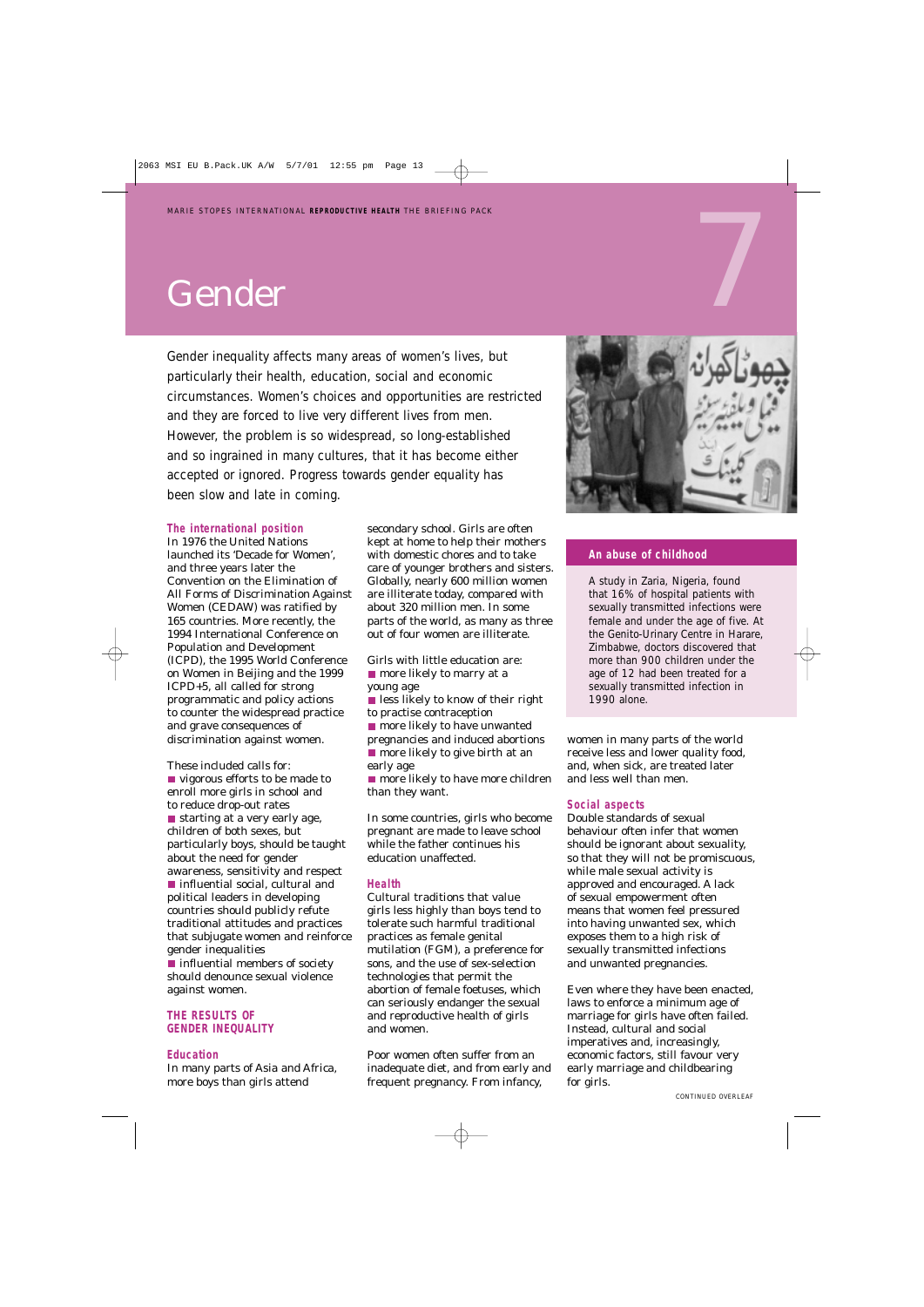# Gender

Gender inequality affects many areas of women's lives, but particularly their health, education, social and economic circumstances. Women's choices and opportunities are restricted and they are forced to live very different lives from men. However, the problem is so widespread, so long-established and so ingrained in many cultures, that it has become either accepted or ignored. Progress towards gender equality has been slow and late in coming.

### The international position

In 1976 the United Nations launched its 'Decade for Women', and three years later the Convention on the Elimination of All Forms of Discrimination Against Women (CEDAW) was ratified by 165 countries. More recently, the 1994 International Conference on Population and Development (ICPD), the 1995 World Conference on Women in Beijing and the 1999 ICPD+5, all called for strong programmatic and policy actions to counter the widespread practice and grave consequences of discrimination against women.

These included calls for:

- vigorous efforts to be made to enroll more girls in school and to reduce drop-out rates
- starting at a very early age, children of both sexes, but particularly boys, should be taught about the need for gender awareness, sensitivity and respect
- influential social, cultural and political leaders in developing countries should publicly refute traditional attitudes and practices that subjugate women and reinforce gender inequalities
- influential members of society should denounce sexual violence against women.

## THE RESULTS OF GENDER INEQUALITY

### Education

In many parts of Asia and Africa, more boys than girls attend secondary school. Girls are often kept at home to help their mothers with domestic chores and to take care of younger brothers and sisters. Globally, nearly 600 million women are illiterate today, compared with about 320 million men. In some parts of the world, as many as three out of four women are illiterate.

Girls with little education are:

- more likely to marry at a young age
- less likely to know of their right to practise contraception
- more likely to have unwanted pregnancies and induced abortions
- more likely to give birth at an early age
- more likely to have more children than they want.

In some countries, girls who become pregnant are made to leave school while the father continues his education unaffected.

### Health

Cultural traditions that value girls less highly than boys tend to tolerate such harmful traditional practices as female genital mutilation (FGM), a preference for sons, and the use of sex-selection technologies that permit the abortion of female foetuses, which can seriously endanger the sexual and reproductive health of girls and women.

Poor women often suffer from an inadequate diet, and from early and frequent pregnancy. From infancy, women in many parts of the world receive less and lower quality food, and, when sick, are treated later and less well than men.

> **An abuse of childhood**
>
> A study in Zaria, Nigeria, found that 16% of hospital patients with sexually transmitted infections were female and under the age of five. At the Genito-Urinary Centre in Harare, Zimbabwe, doctors discovered that more than 900 children under the age of 12 had been treated for a sexually transmitted infection in 1990 alone.

### Social aspects

Double standards of sexual behaviour often infer that women should be ignorant about sexuality, so that they will not be promiscuous, while male sexual activity is approved and encouraged. A lack of sexual empowerment often means that women feel pressured into having unwanted sex, which exposes them to a high risk of sexually transmitted infections and unwanted pregnancies.

Even where they have been enacted, laws to enforce a minimum age of marriage for girls have often failed. Instead, cultural and social imperatives and, increasingly, economic factors, still favour very early marriage and childbearing for girls.

CONTINUED OVERLEAF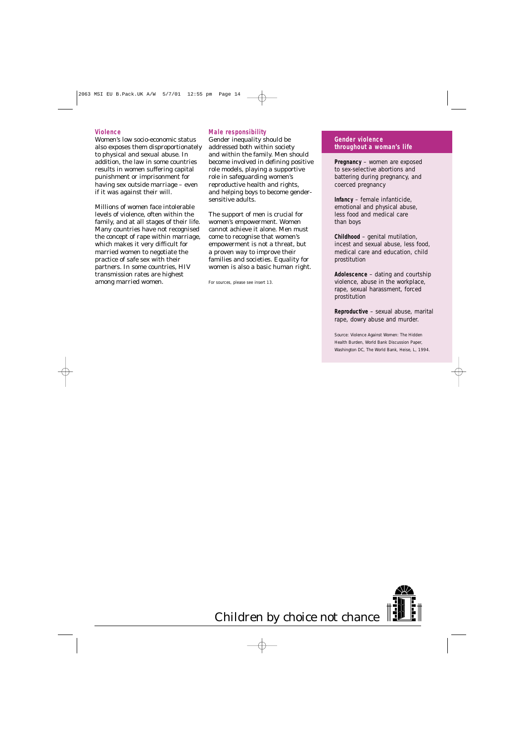### Violence

Women's low socio-economic status also exposes them disproportionately to physical and sexual abuse. In addition, the law in some countries results in women suffering capital punishment or imprisonment for having sex outside marriage – even if it was against their will.

Millions of women face intolerable levels of violence, often within the family, and at all stages of their life. Many countries have not recognised the concept of rape within marriage, which makes it very difficult for married women to negotiate the practice of safe sex with their partners. In some countries, HIV transmission rates are highest among married women.

### Male responsibility

Gender inequality should be addressed both within society and within the family. Men should become involved in defining positive role models, playing a supportive role in safeguarding women's reproductive health and rights, and helping boys to become gender-sensitive adults.

The support of men is crucial for women's empowerment. Women cannot achieve it alone. Men must come to recognise that women's empowerment is not a threat, but a proven way to improve their families and societies. Equality for women is also a basic human right.

For sources, please see insert 13.

### Gender violence throughout a woman's life

**Pregnancy** – women are exposed to sex-selective abortions and battering during pregnancy, and coerced pregnancy

**Infancy** – female infanticide, emotional and physical abuse, less food and medical care than boys

**Childhood** – genital mutilation, incest and sexual abuse, less food, medical care and education, child prostitution

**Adolescence** – dating and courtship violence, abuse in the workplace, rape, sexual harassment, forced prostitution

**Reproductive** – sexual abuse, marital rape, dowry abuse and murder.

Source: Violence Against Women: The Hidden Health Burden, World Bank Discussion Paper, Washington DC, The World Bank, Heise, L, 1994.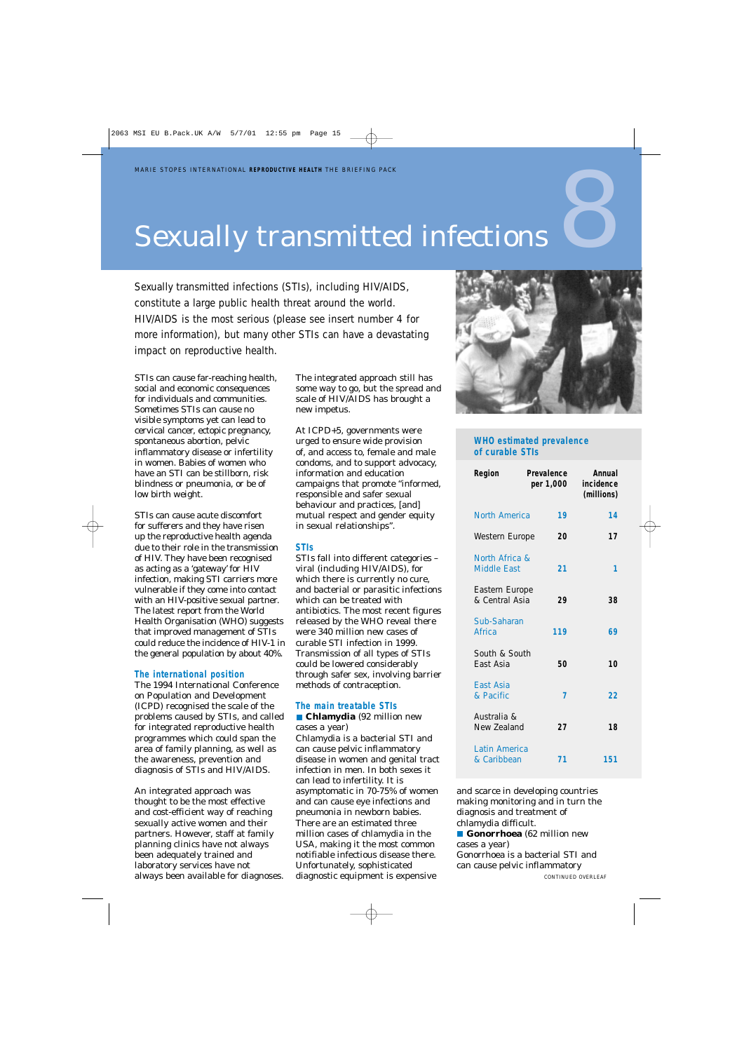# Sexually transmitted infections 8

Sexually transmitted infections (STIs), including HIV/AIDS, constitute a large public health threat around the world. HIV/AIDS is the most serious (please see insert number 4 for more information), but many other STIs can have a devastating impact on reproductive health.

STIs can cause far-reaching health, social and economic consequences for individuals and communities. Sometimes STIs can cause no visible symptoms yet can lead to cervical cancer, ectopic pregnancy, spontaneous abortion, pelvic inflammatory disease or infertility in women. Babies of women who have an STI can be stillborn, risk blindness or pneumonia, or be of low birth weight.

STIs can cause acute discomfort for sufferers and they have risen up the reproductive health agenda due to their role in the transmission of HIV. They have been recognised as acting as a 'gateway' for HIV infection, making STI carriers more vulnerable if they come into contact with an HIV-positive sexual partner. The latest report from the World Health Organisation (WHO) suggests that improved management of STIs could reduce the incidence of HIV-1 in the general population by about 40%.

## The international position

The 1994 International Conference on Population and Development (ICPD) recognised the scale of the problems caused by STIs, and called for integrated reproductive health programmes which could span the area of family planning, as well as the awareness, prevention and diagnosis of STIs and HIV/AIDS.

An integrated approach was thought to be the most effective and cost-efficient way of reaching sexually active women and their partners. However, staff at family planning clinics have not always been adequately trained and laboratory services have not always been available for diagnoses. The integrated approach still has some way to go, but the spread and scale of HIV/AIDS has brought a new impetus.

At ICPD+5, governments were urged to ensure wide provision of, and access to, female and male condoms, and to support advocacy, information and education campaigns that promote "informed, responsible and safer sexual behaviour and practices, [and] mutual respect and gender equity in sexual relationships".

## STIs

STIs fall into different categories – viral (including HIV/AIDS), for which there is currently no cure, and bacterial or parasitic infections which can be treated with antibiotics. The most recent figures released by the WHO reveal there were 340 million new cases of curable STI infection in 1999. Transmission of all types of STIs could be lowered considerably through safer sex, involving barrier methods of contraception.

## The main treatable STIs

■ **Chlamydia** (92 million new cases a year)
Chlamydia is a bacterial STI and can cause pelvic inflammatory disease in women and genital tract infection in men. In both sexes it can lead to infertility. It is asymptomatic in 70-75% of women and can cause eye infections and pneumonia in newborn babies. There are an estimated three million cases of chlamydia in the USA, making it the most common notifiable infectious disease there. Unfortunately, sophisticated diagnostic equipment is expensive and scarce in developing countries making monitoring and in turn the diagnosis and treatment of chlamydia difficult.

■ **Gonorrhoea** (62 million new cases a year)
Gonorrhoea is a bacterial STI and can cause pelvic inflammatory

CONTINUED OVERLEAF

**WHO estimated prevalence of curable STIs**

| Region | Prevalence per 1,000 | Annual incidence (millions) |
|---|---|---|
| North America | 19 | 14 |
| Western Europe | 20 | 17 |
| North Africa & Middle East | 21 | 1 |
| Eastern Europe & Central Asia | 29 | 38 |
| Sub-Saharan Africa | 119 | 69 |
| South & South East Asia | 50 | 10 |
| East Asia & Pacific | 7 | 22 |
| Australia & New Zealand | 27 | 18 |
| Latin America & Caribbean | 71 | 151 |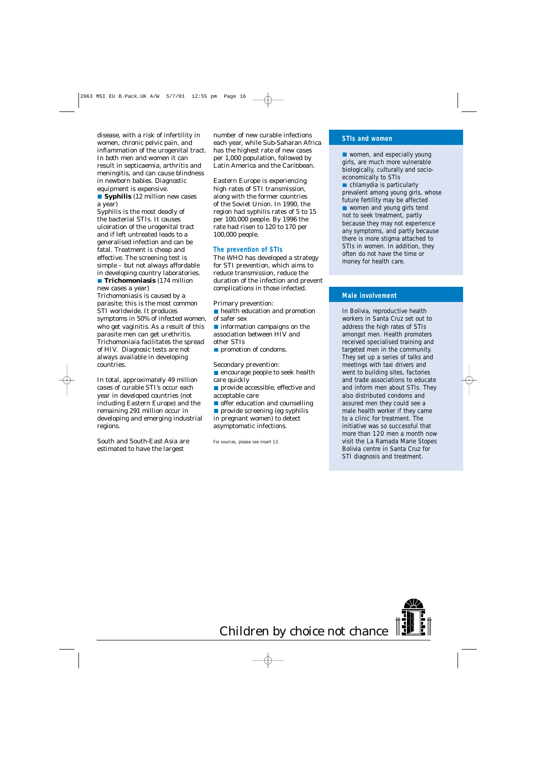disease, with a risk of infertility in women, chronic pelvic pain, and inflammation of the urogenital tract. In both men and women it can result in septicaemia, arthritis and meningitis, and can cause blindness in newborn babies. Diagnostic equipment is expensive.

- **Syphilis** (12 million new cases a year)

Syphilis is the most deadly of the bacterial STIs. It causes ulceration of the urogenital tract and if left untreated leads to a generalised infection and can be fatal. Treatment is cheap and effective. The screening test is simple – but not always affordable in developing country laboratories.

- **Trichomoniasis** (174 million new cases a year)

Trichomoniasis is caused by a parasite; this is the most common STI worldwide. It produces symptoms in 50% of infected women, who get vaginitis. As a result of this parasite men can get urethritis. Trichomoniaia facilitates the spread of HIV. Diagnostic tests are not always available in developing countries.

In total, approximately 49 million cases of curable STI's occur each year in developed countries (not including Eastern Europe) and the remaining 291 million occur in developing and emerging industrial regions.

South and South-East Asia are estimated to have the largest number of new curable infections each year, while Sub-Saharan Africa has the highest rate of new cases per 1,000 population, followed by Latin America and the Caribbean.

Eastern Europe is experiencing high rates of STI transmission, along with the former countries of the Soviet Union. In 1990, the region had syphilis rates of 5 to 15 per 100,000 people. By 1996 the rate had risen to 120 to 170 per 100,000 people.

## The prevention of STIs

The WHO has developed a strategy for STI prevention, which aims to reduce transmission, reduce the duration of the infection and prevent complications in those infected.

Primary prevention:

- health education and promotion of safer sex
- information campaigns on the association between HIV and other STIs
- promotion of condoms.

Secondary prevention:

- encourage people to seek health care quickly
- provide accessible, effective and acceptable care
- offer education and counselling
- provide screening (eg syphilis in pregnant women) to detect asymptomatic infections.

For sources, please see insert 13.

## STIs and women

- women, and especially young girls, are much more vulnerable biologically, culturally and socio-economically to STIs
- chlamydia is particularly prevalent among young girls, whose future fertility may be affected
- women and young girls tend not to seek treatment, partly because they may not experience any symptoms, and partly because there is more stigma attached to STIs in women. In addition, they often do not have the time or money for health care.

## Male involvement

In Bolivia, reproductive health workers in Santa Cruz set out to address the high rates of STIs amongst men. Health promoters received specialised training and targeted men in the community. They set up a series of talks and meetings with taxi drivers and went to building sites, factories and trade associations to educate and inform men about STIs. They also distributed condoms and assured men they could see a male health worker if they came to a clinic for treatment. The initiative was so successful that more than 120 men a month now visit the La Ramada Marie Stopes Bolivia centre in Santa Cruz for STI diagnosis and treatment.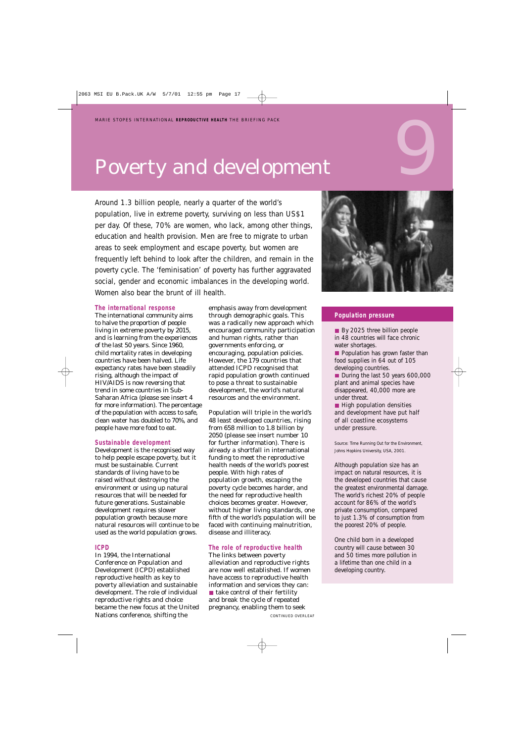# Poverty and development

Around 1.3 billion people, nearly a quarter of the world's population, live in extreme poverty, surviving on less than US$1 per day. Of these, 70% are women, who lack, among other things, education and health provision. Men are free to migrate to urban areas to seek employment and escape poverty, but women are frequently left behind to look after the children, and remain in the poverty cycle. The 'feminisation' of poverty has further aggravated social, gender and economic imbalances in the developing world. Women also bear the brunt of ill health.

## The international response

The international community aims to halve the proportion of people living in extreme poverty by 2015, and is learning from the experiences of the last 50 years. Since 1960, child mortality rates in developing countries have been halved. Life expectancy rates have been steadily rising, although the impact of HIV/AIDS is now reversing that trend in some countries in Sub-Saharan Africa (please see insert 4 for more information). The percentage of the population with access to safe, clean water has doubled to 70%, and people have more food to eat.

## Sustainable development

Development is the recognised way to help people escape poverty, but it must be sustainable. Current standards of living have to be raised without destroying the environment or using up natural resources that will be needed for future generations. Sustainable development requires slower population growth because more natural resources will continue to be used as the world population grows.

## ICPD

In 1994, the International Conference on Population and Development (ICPD) established reproductive health as key to poverty alleviation and sustainable development. The role of individual reproductive rights and choice became the new focus at the United Nations conference, shifting the emphasis away from development through demographic goals. This was a radically new approach which encouraged community participation and human rights, rather than governments enforcing, or encouraging, population policies. However, the 179 countries that attended ICPD recognised that rapid population growth continued to pose a threat to sustainable development, the world's natural resources and the environment.

Population will triple in the world's 48 least developed countries, rising from 658 million to 1.8 billion by 2050 (please see insert number 10 for further information). There is already a shortfall in international funding to meet the reproductive health needs of the world's poorest people. With high rates of population growth, escaping the poverty cycle becomes harder, and the need for reproductive health choices greater. However, without higher living standards, one fifth of the world's population will be faced with continuing malnutrition, disease and illiteracy.

## The role of reproductive health

The links between poverty alleviation and reproductive rights are now well established. If women have access to reproductive health information and services they can:

- take control of their fertility and break the cycle of repeated pregnancy, enabling them to seek

CONTINUED OVERLEAF

## Population pressure

- By 2025 three billion people in 48 countries will face chronic water shortages.
- Population has grown faster than food supplies in 64 out of 105 developing countries.
- During the last 50 years 600,000 plant and animal species have disappeared, 40,000 more are under threat.
- High population densities and development have put half of all coastline ecosystems under pressure.

Source: Time Running Out for the Environment, Johns Hopkins University, USA, 2001.

Although population size has an impact on natural resources, it is the developed countries that cause the greatest environmental damage. The world's richest 20% of people account for 86% of the world's private consumption, compared to just 1.3% of consumption from the poorest 20% of people.

One child born in a developed country will cause between 30 and 50 times more pollution in a lifetime than one child in a developing country.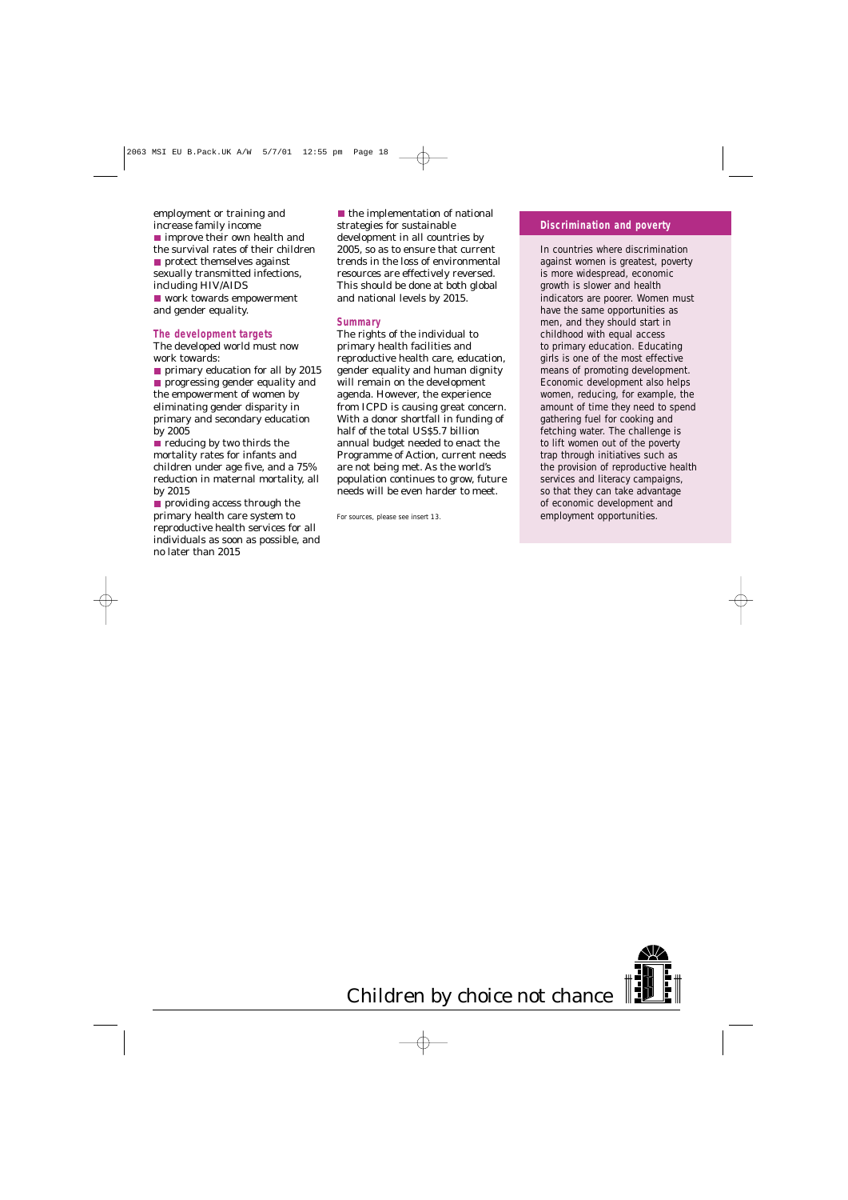employment or training and increase family income

- improve their own health and the survival rates of their children
- protect themselves against sexually transmitted infections, including HIV/AIDS
- work towards empowerment and gender equality.

### The development targets

The developed world must now work towards:

- primary education for all by 2015
- progressing gender equality and the empowerment of women by eliminating gender disparity in primary and secondary education by 2005
- reducing by two thirds the mortality rates for infants and children under age five, and a 75% reduction in maternal mortality, all by 2015
- providing access through the primary health care system to reproductive health services for all individuals as soon as possible, and no later than 2015
- the implementation of national strategies for sustainable development in all countries by 2005, so as to ensure that current trends in the loss of environmental resources are effectively reversed. This should be done at both global and national levels by 2015.

### Summary

The rights of the individual to primary health facilities and reproductive health care, education, gender equality and human dignity will remain on the development agenda. However, the experience from ICPD is causing great concern. With a donor shortfall in funding of half of the total US$5.7 billion annual budget needed to enact the Programme of Action, current needs are not being met. As the world's population continues to grow, future needs will be even harder to meet.

*For sources, please see insert 13.*

### Discrimination and poverty

In countries where discrimination against women is greatest, poverty is more widespread, economic growth is slower and health indicators are poorer. Women must have the same opportunities as men, and they should start in childhood with equal access to primary education. Educating girls is one of the most effective means of promoting development. Economic development also helps women, reducing, for example, the amount of time they need to spend gathering fuel for cooking and fetching water. The challenge is to lift women out of the poverty trap through initiatives such as the provision of reproductive health services and literacy campaigns, so that they can take advantage of economic development and employment opportunities.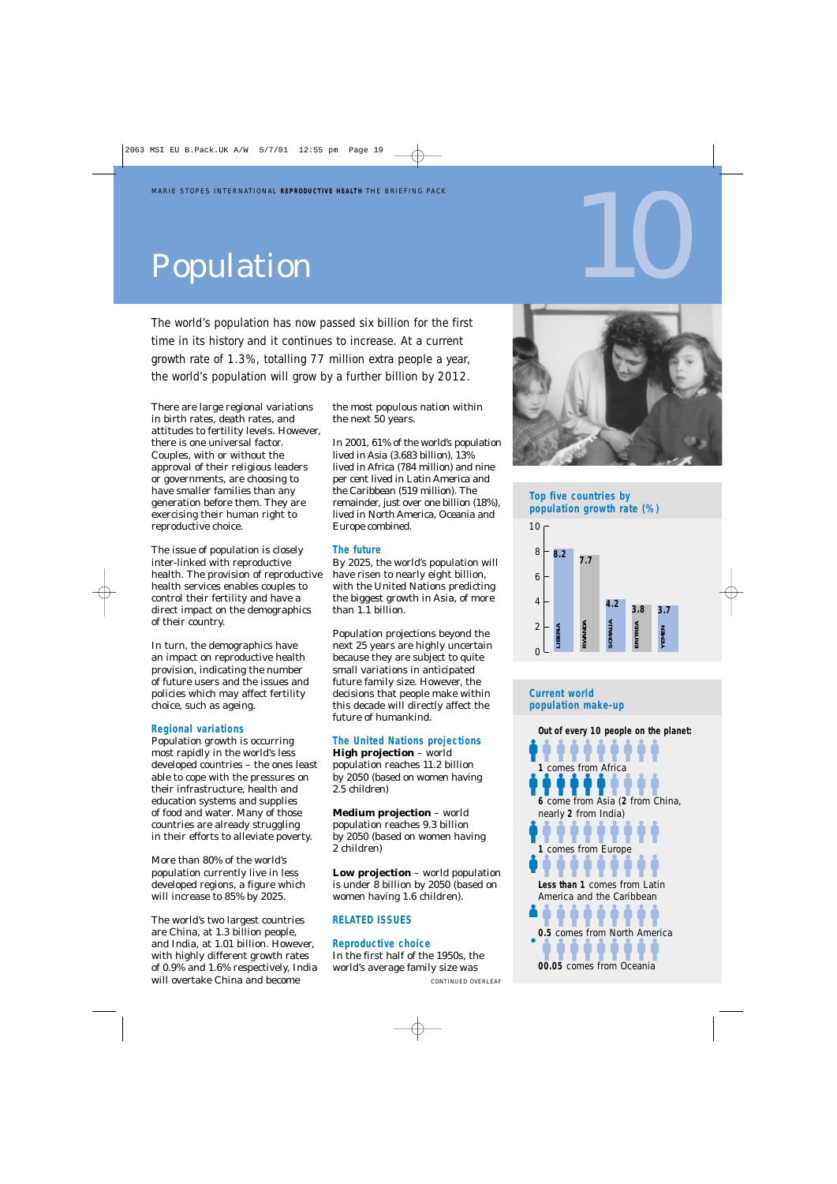# Population

The world's population has now passed six billion for the first time in its history and it continues to increase. At a current growth rate of 1.3%, totalling 77 million extra people a year, the world's population will grow by a further billion by 2012.

There are large regional variations in birth rates, death rates, and attitudes to fertility levels. However, there is one universal factor. Couples, with or without the approval of their religious leaders or governments, are choosing to have smaller families than any generation before them. They are exercising their human right to reproductive choice.

The issue of population is closely inter-linked with reproductive health. The provision of reproductive health services enables couples to control their fertility and have a direct impact on the demographics of their country.

In turn, the demographics have an impact on reproductive health provision, indicating the number of future users and the issues and policies which may affect fertility choice, such as ageing.

## Regional variations

Population growth is occurring most rapidly in the world's less developed countries – the ones least able to cope with the pressures on their infrastructure, health and education systems and supplies of food and water. Many of those countries are already struggling in their efforts to alleviate poverty.

More than 80% of the world's population currently live in less developed regions, a figure which will increase to 85% by 2025.

The world's two largest countries are China, at 1.3 billion people, and India, at 1.01 billion. However, with highly different growth rates of 0.9% and 1.6% respectively, India will overtake China and become the most populous nation within the next 50 years.

In 2001, 61% of the world's population lived in Asia (3.683 billion), 13% lived in Africa (784 million) and nine per cent lived in Latin America and the Caribbean (519 million). The remainder, just over one billion (18%), lived in North America, Oceania and Europe combined.

## The future

By 2025, the world's population will have risen to nearly eight billion, with the United Nations predicting the biggest growth in Asia, of more than 1.1 billion.

Population projections beyond the next 25 years are highly uncertain because they are subject to quite small variations in anticipated future family size. However, the decisions that people make within this decade will directly affect the future of humankind.

## The United Nations projections

**High projection** – world population reaches 11.2 billion by 2050 (based on women having 2.5 children)

**Medium projection** – world population reaches 9.3 billion by 2050 (based on women having 2 children)

**Low projection** – world population is under 8 billion by 2050 (based on women having 1.6 children).

## RELATED ISSUES

### Reproductive choice

In the first half of the 1950s, the world's average family size was

CONTINUED OVERLEAF

### Top five countries by population growth rate (%)

| Country | Growth rate (%) |
|---|---|
| Liberia | 8.2 |
| Rwanda | 7.7 |
| Somalia | 4.2 |
| Eritrea | 3.8 |
| Yemen | 3.7 |

### Current world population make-up

**Out of every 10 people on the planet:**

- **1** comes from Africa
- **6** come from Asia (**2** from China, nearly **2** from India)
- **1** comes from Europe
- **Less than 1** comes from Latin America and the Caribbean
- **0.5** comes from North America
- **00.05** comes from Oceania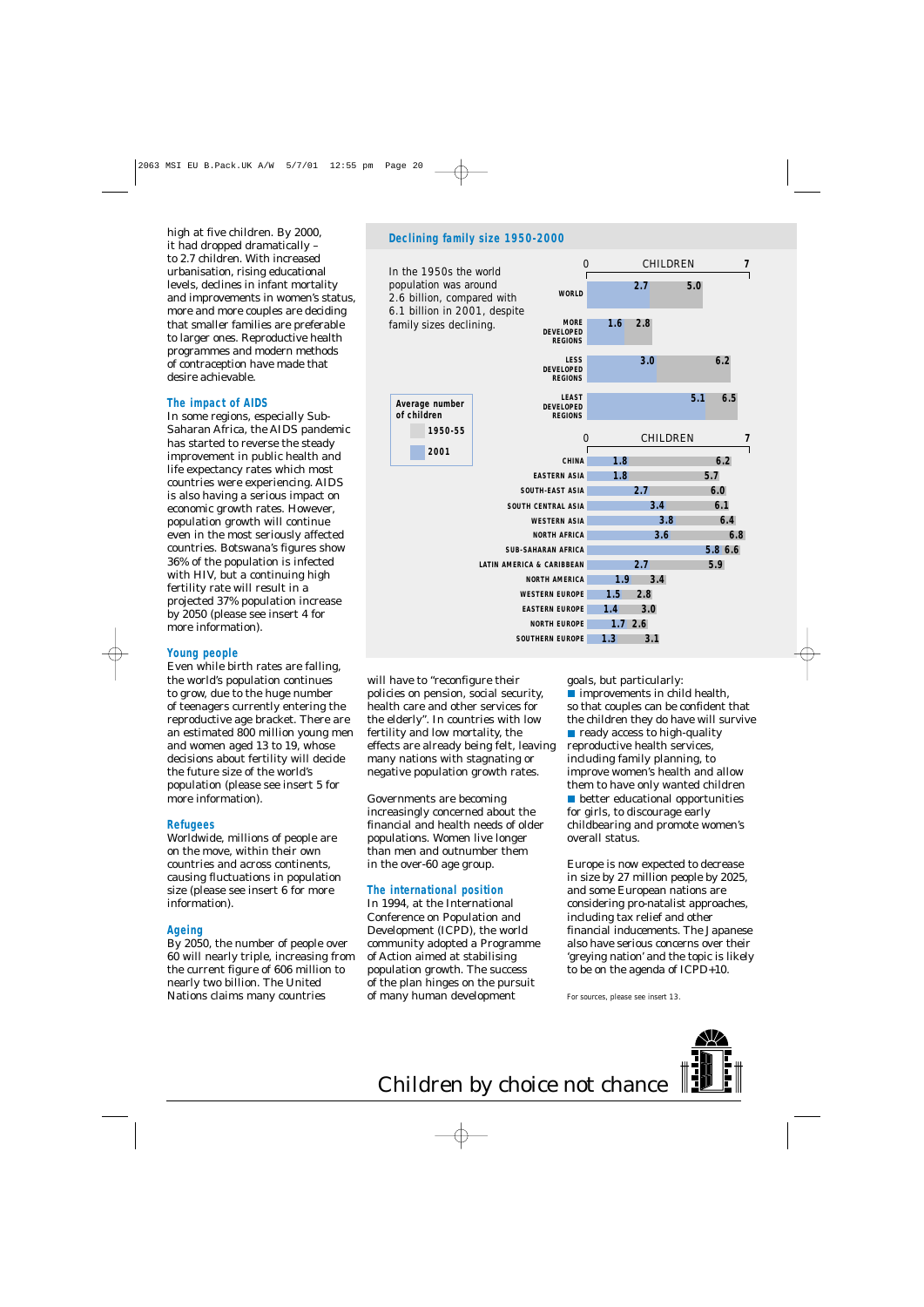high at five children. By 2000, it had dropped dramatically – to 2.7 children. With increased urbanisation, rising educational levels, declines in infant mortality and improvements in women's status, more and more couples are deciding that smaller families are preferable to larger ones. Reproductive health programmes and modern methods of contraception have made that desire achievable.

## The impact of AIDS

In some regions, especially Sub-Saharan Africa, the AIDS pandemic has started to reverse the steady improvement in public health and life expectancy rates which most countries were experiencing. AIDS is also having a serious impact on economic growth rates. However, population growth will continue even in the most seriously affected countries. Botswana's figures show 36% of the population is infected with HIV, but a continuing high fertility rate will result in a projected 37% population increase by 2050 (please see insert 4 for more information).

## Young people

Even while birth rates are falling, the world's population continues to grow, due to the huge number of teenagers currently entering the reproductive age bracket. There are an estimated 800 million young men and women aged 13 to 19, whose decisions about fertility will decide the future size of the world's population (please see insert 5 for more information).

## Refugees

Worldwide, millions of people are on the move, within their own countries and across continents, causing fluctuations in population size (please see insert 6 for more information).

## Ageing

By 2050, the number of people over 60 will nearly triple, increasing from the current figure of 606 million to nearly two billion. The United Nations claims many countries will have to "reconfigure their policies on pension, social security, health care and other services for the elderly". In countries with low fertility and low mortality, the effects are already being felt, leaving many nations with stagnating or negative population growth rates.

Governments are becoming increasingly concerned about the financial and health needs of older populations. Women live longer than men and outnumber them in the over-60 age group.

## The international position

In 1994, at the International Conference on Population and Development (ICPD), the world community adopted a Programme of Action aimed at stabilising population growth. The success of the plan hinges on the pursuit of many human development goals, but particularly:

- improvements in child health, so that couples can be confident that the children they do have will survive
- ready access to high-quality reproductive health services, including family planning, to improve women's health and allow them to have only wanted children
- better educational opportunities for girls, to discourage early childbearing and promote women's overall status.

Europe is now expected to decrease in size by 27 million people by 2025, and some European nations are considering pro-natalist approaches, including tax relief and other financial inducements. The Japanese also have serious concerns over their 'greying nation' and the topic is likely to be on the agenda of ICPD+10.

For sources, please see insert 13.

## Declining family size 1950-2000

In the 1950s the world population was around 2.6 billion, compared with 6.1 billion in 2001, despite family sizes declining.

Average number of children

| Region | 2001 | 1950-55 |
|---|---|---|
| WORLD | 2.7 | 5.0 |
| MORE DEVELOPED REGIONS | 1.6 | 2.8 |
| LESS DEVELOPED REGIONS | 3.0 | 6.2 |
| LEAST DEVELOPED REGIONS | 5.1 | 6.5 |
| CHINA | 1.8 | 6.2 |
| EASTERN ASIA | 1.8 | 5.7 |
| SOUTH-EAST ASIA | 2.7 | 6.0 |
| SOUTH CENTRAL ASIA | 3.4 | 6.1 |
| WESTERN ASIA | 3.8 | 6.4 |
| NORTH AFRICA | 3.6 | 6.8 |
| SUB-SAHARAN AFRICA | 5.8 | 6.6 |
| LATIN AMERICA & CARIBBEAN | 2.7 | 5.9 |
| NORTH AMERICA | 1.9 | 3.4 |
| WESTERN EUROPE | 1.5 | 2.8 |
| EASTERN EUROPE | 1.4 | 3.0 |
| NORTH EUROPE | 1.7 | 2.6 |
| SOUTHERN EUROPE | 1.3 | 3.1 |

Children by choice not chance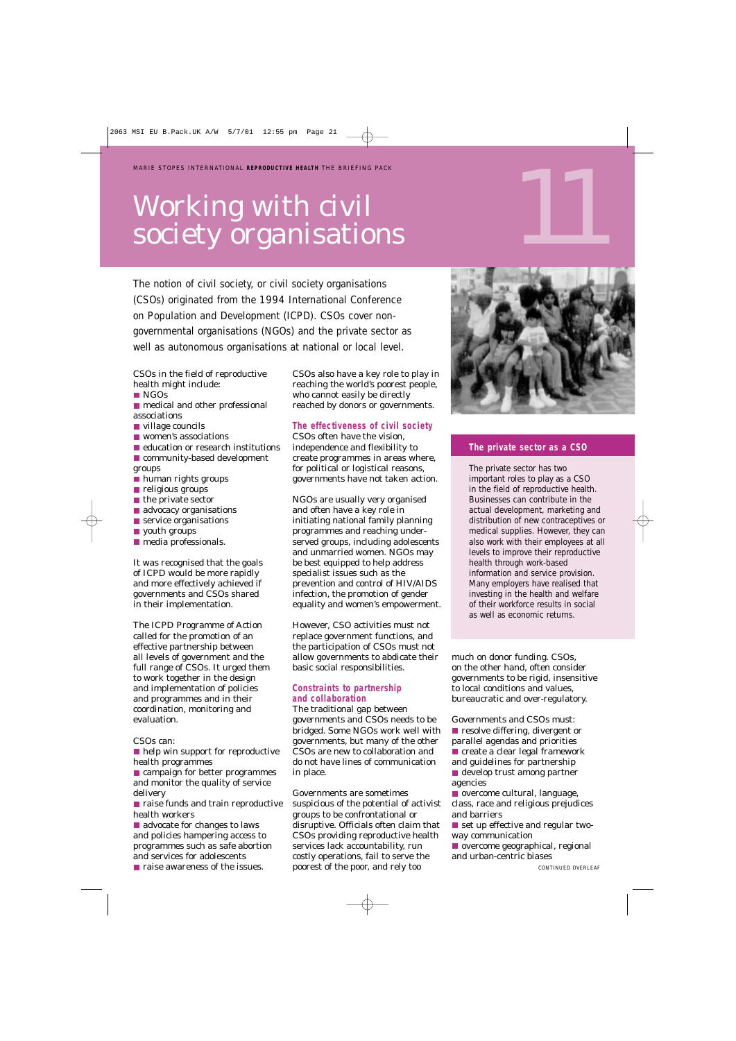# Working with civil society organisations

The notion of civil society, or civil society organisations (CSOs) originated from the 1994 International Conference on Population and Development (ICPD). CSOs cover non-governmental organisations (NGOs) and the private sector as well as autonomous organisations at national or local level.

CSOs in the field of reproductive health might include:

- NGOs
- medical and other professional associations
- village councils
- women's associations
- education or research institutions
- community-based development groups
- human rights groups
- religious groups
- the private sector
- advocacy organisations
- service organisations
- youth groups
- media professionals.

It was recognised that the goals of ICPD would be more rapidly and more effectively achieved if governments and CSOs shared in their implementation.

The ICPD Programme of Action called for the promotion of an effective partnership between all levels of government and the full range of CSOs. It urged them to work together in the design and implementation of policies and programmes and in their coordination, monitoring and evaluation.

CSOs can:

- help win support for reproductive health programmes
- campaign for better programmes and monitor the quality of service delivery
- raise funds and train reproductive health workers
- advocate for changes to laws and policies hampering access to programmes such as safe abortion and services for adolescents
- raise awareness of the issues.

CSOs also have a key role to play in reaching the world's poorest people, who cannot easily be directly reached by donors or governments.

## The effectiveness of civil society

CSOs often have the vision, independence and flexibility to create programmes in areas where, for political or logistical reasons, governments have not taken action.

NGOs are usually very organised and often have a key role in initiating national family planning programmes and reaching under-served groups, including adolescents and unmarried women. NGOs may be best equipped to help address specialist issues such as the prevention and control of HIV/AIDS infection, the promotion of gender equality and women's empowerment.

However, CSO activities must not replace government functions, and the participation of CSOs must not allow governments to abdicate their basic social responsibilities.

## Constraints to partnership and collaboration

The traditional gap between governments and CSOs needs to be bridged. Some NGOs work well with governments, but many of the other CSOs are new to collaboration and do not have lines of communication in place.

Governments are sometimes suspicious of the potential of activist groups to be confrontational or disruptive. Officials often claim that CSOs providing reproductive health services lack accountability, run costly operations, fail to serve the poorest of the poor, and rely too much on donor funding. CSOs, on the other hand, often consider governments to be rigid, insensitive to local conditions and values, bureaucratic and over-regulatory.

Governments and CSOs must:

- resolve differing, divergent or parallel agendas and priorities
- create a clear legal framework and guidelines for partnership
- develop trust among partner agencies
- overcome cultural, language, class, race and religious prejudices and barriers
- set up effective and regular two-way communication
- overcome geographical, regional and urban-centric biases

CONTINUED OVERLEAF

## The private sector as a CSO

The private sector has two important roles to play as a CSO in the field of reproductive health. Businesses can contribute in the actual development, marketing and distribution of new contraceptives or medical supplies. However, they can also work with their employees at all levels to improve their reproductive health through work-based information and service provision. Many employers have realised that investing in the health and welfare of their workforce results in social as well as economic returns.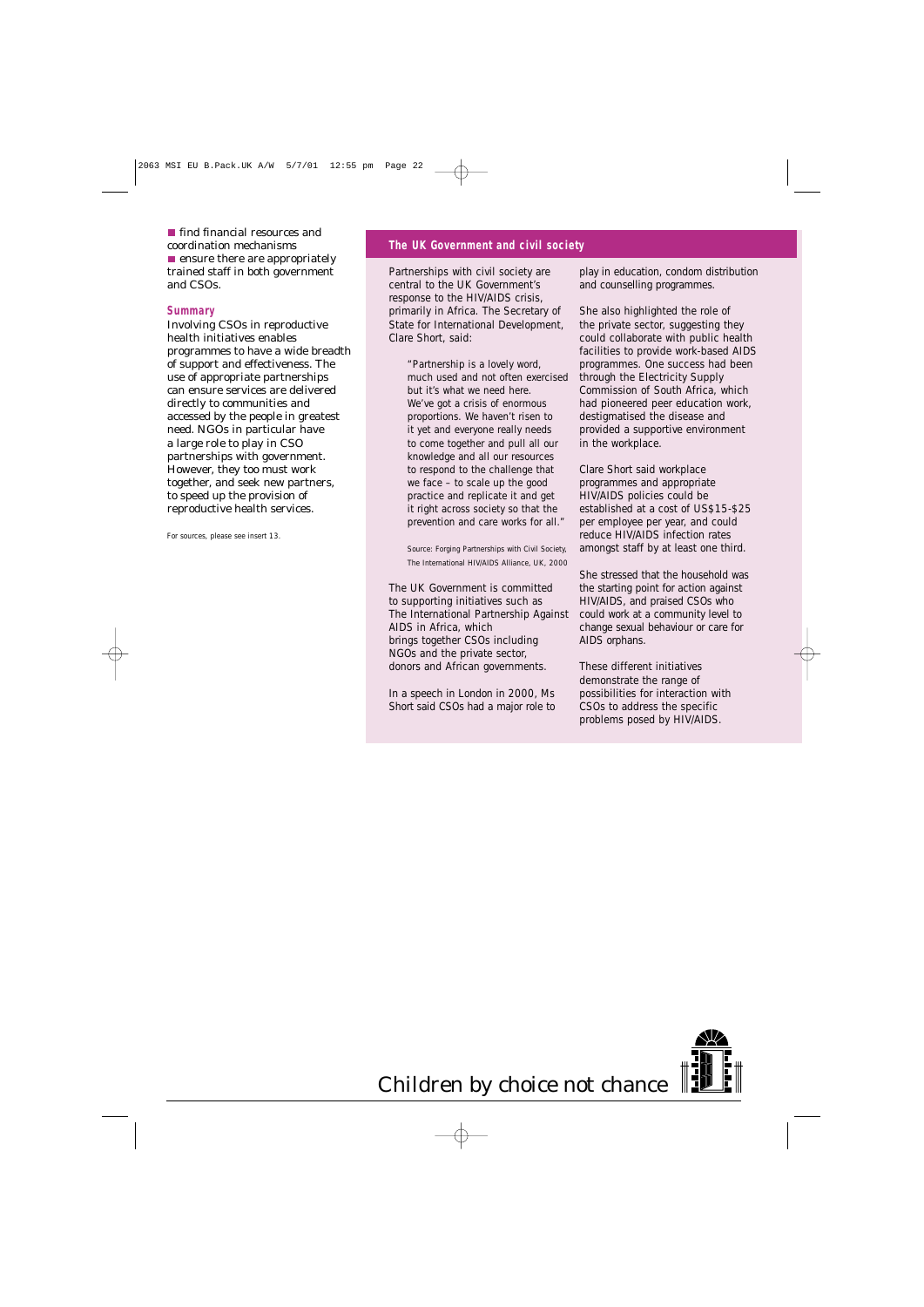- find financial resources and coordination mechanisms
- ensure there are appropriately trained staff in both government and CSOs.

### Summary

Involving CSOs in reproductive health initiatives enables programmes to have a wide breadth of support and effectiveness. The use of appropriate partnerships can ensure services are delivered directly to communities and accessed by the people in greatest need. NGOs in particular have a large role to play in CSO partnerships with government. However, they too must work together, and seek new partners, to speed up the provision of reproductive health services.

For sources, please see insert 13.

## The UK Government and civil society

Partnerships with civil society are central to the UK Government's response to the HIV/AIDS crisis, primarily in Africa. The Secretary of State for International Development, Clare Short, said:

> "Partnership is a lovely word, much used and not often exercised but it's what we need here. We've got a crisis of enormous proportions. We haven't risen to it yet and everyone really needs to come together and pull all our knowledge and all our resources to respond to the challenge that we face – to scale up the good practice and replicate it and get it right across society so that the prevention and care works for all."
>
> Source: Forging Partnerships with Civil Society, The International HIV/AIDS Alliance, UK, 2000

The UK Government is committed to supporting initiatives such as The International Partnership Against AIDS in Africa, which brings together CSOs including NGOs and the private sector, donors and African governments.

In a speech in London in 2000, Ms Short said CSOs had a major role to play in education, condom distribution and counselling programmes.

She also highlighted the role of the private sector, suggesting they could collaborate with public health facilities to provide work-based AIDS programmes. One success had been through the Electricity Supply Commission of South Africa, which had pioneered peer education work, destigmatised the disease and provided a supportive environment in the workplace.

Clare Short said workplace programmes and appropriate HIV/AIDS policies could be established at a cost of US$15-$25 per employee per year, and could reduce HIV/AIDS infection rates amongst staff by at least one third.

She stressed that the household was the starting point for action against HIV/AIDS, and praised CSOs who could work at a community level to change sexual behaviour or care for AIDS orphans.

These different initiatives demonstrate the range of possibilities for interaction with CSOs to address the specific problems posed by HIV/AIDS.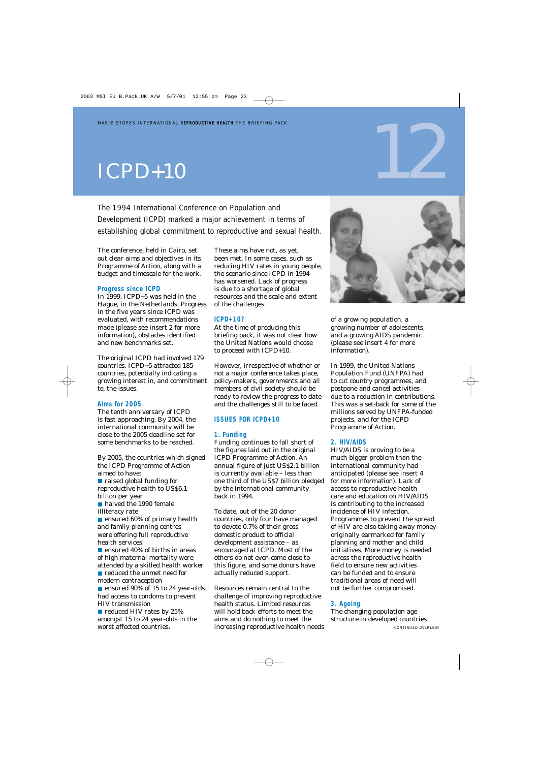# ICPD+10

12

The 1994 International Conference on Population and Development (ICPD) marked a major achievement in terms of establishing global commitment to reproductive and sexual health.

The conference, held in Cairo, set out clear aims and objectives in its Programme of Action, along with a budget and timescale for the work.

## Progress since ICPD

In 1999, ICPD+5 was held in the Hague, in the Netherlands. Progress in the five years since ICPD was evaluated, with recommendations made (please see insert 2 for more information), obstacles identified and new benchmarks set.

The original ICPD had involved 179 countries. ICPD+5 attracted 185 countries, potentially indicating a growing interest in, and commitment to, the issues.

## Aims for 2005

The tenth anniversary of ICPD is fast approaching. By 2004, the international community will be close to the 2005 deadline set for some benchmarks to be reached.

By 2005, the countries which signed the ICPD Programme of Action aimed to have:

- raised global funding for reproductive health to US$6.1 billion per year
- halved the 1990 female illiteracy rate
- ensured 60% of primary health and family planning centres were offering full reproductive health services
- ensured 40% of births in areas of high maternal mortality were attended by a skilled health worker
- reduced the unmet need for modern contraception
- ensured 90% of 15 to 24 year-olds had access to condoms to prevent HIV transmission
- reduced HIV rates by 25% amongst 15 to 24 year-olds in the worst affected countries.

These aims have not, as yet, been met. In some cases, such as reducing HIV rates in young people, the scenario since ICPD in 1994 has worsened. Lack of progress is due to a shortage of global resources and the scale and extent of the challenges.

## ICPD+10?

At the time of producing this briefing pack, it was not clear how the United Nations would choose to proceed with ICPD+10.

However, irrespective of whether or not a major conference takes place, policy-makers, governments and all members of civil society should be ready to review the progress to date and the challenges still to be faced.

## ISSUES FOR ICPD+10

### 1. Funding

Funding continues to fall short of the figures laid out in the original ICPD Programme of Action. An annual figure of just US$2.1 billion is currently available – less than one third of the US$7 billion pledged by the international community back in 1994.

To date, out of the 20 donor countries, only four have managed to devote 0.7% of their gross domestic product to official development assistance – as encouraged at ICPD. Most of the others do not even come close to this figure, and some donors have actually reduced support.

Resources remain central to the challenge of improving reproductive health status. Limited resources will hold back efforts to meet the aims and do nothing to meet the increasing reproductive health needs of a growing population, a growing number of adolescents, and a growing AIDS pandemic (please see insert 4 for more information).

In 1999, the United Nations Population Fund (UNFPA) had to cut country programmes, and postpone and cancel activities due to a reduction in contributions. This was a set-back for some of the millions served by UNFPA-funded projects, and for the ICPD Programme of Action.

### 2. HIV/AIDS

HIV/AIDS is proving to be a much bigger problem than the international community had anticipated (please see insert 4 for more information). Lack of access to reproductive health care and education on HIV/AIDS is contributing to the increased incidence of HIV infection. Programmes to prevent the spread of HIV are also taking away money originally earmarked for family planning and mother and child initiatives. More money is needed across the reproductive health field to ensure new activities can be funded and to ensure traditional areas of need will not be further compromised.

### 3. Ageing

The changing population age structure in developed countries

CONTINUED OVERLEAF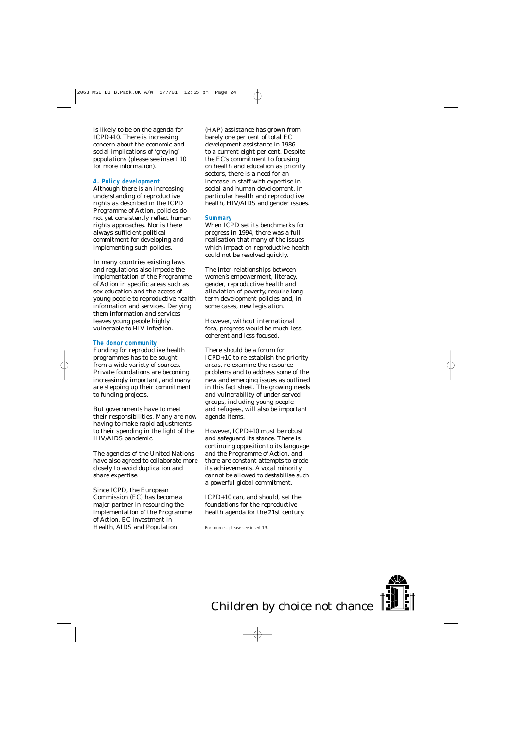is likely to be on the agenda for ICPD+10. There is increasing concern about the economic and social implications of 'greying' populations (please see insert 10 for more information).

### 4. Policy development

Although there is an increasing understanding of reproductive rights as described in the ICPD Programme of Action, policies do not yet consistently reflect human rights approaches. Nor is there always sufficient political commitment for developing and implementing such policies.

In many countries existing laws and regulations also impede the implementation of the Programme of Action in specific areas such as sex education and the access of young people to reproductive health information and services. Denying them information and services leaves young people highly vulnerable to HIV infection.

### The donor community

Funding for reproductive health programmes has to be sought from a wide variety of sources. Private foundations are becoming increasingly important, and many are stepping up their commitment to funding projects.

But governments have to meet their responsibilities. Many are now having to make rapid adjustments to their spending in the light of the HIV/AIDS pandemic.

The agencies of the United Nations have also agreed to collaborate more closely to avoid duplication and share expertise.

Since ICPD, the European Commission (EC) has become a major partner in resourcing the implementation of the Programme of Action. EC investment in Health, AIDS and Population (HAP) assistance has grown from barely one per cent of total EC development assistance in 1986 to a current eight per cent. Despite the EC's commitment to focusing on health and education as priority sectors, there is a need for an increase in staff with expertise in social and human development, in particular health and reproductive health, HIV/AIDS and gender issues.

### Summary

When ICPD set its benchmarks for progress in 1994, there was a full realisation that many of the issues which impact on reproductive health could not be resolved quickly.

The inter-relationships between women's empowerment, literacy, gender, reproductive health and alleviation of poverty, require long-term development policies and, in some cases, new legislation.

However, without international fora, progress would be much less coherent and less focused.

There should be a forum for ICPD+10 to re-establish the priority areas, re-examine the resource problems and to address some of the new and emerging issues as outlined in this fact sheet. The growing needs and vulnerability of under-served groups, including young people and refugees, will also be important agenda items.

However, ICPD+10 must be robust and safeguard its stance. There is continuing opposition to its language and the Programme of Action, and there are constant attempts to erode its achievements. A vocal minority cannot be allowed to destabilise such a powerful global commitment.

ICPD+10 can, and should, set the foundations for the reproductive health agenda for the 21st century.

For sources, please see insert 13.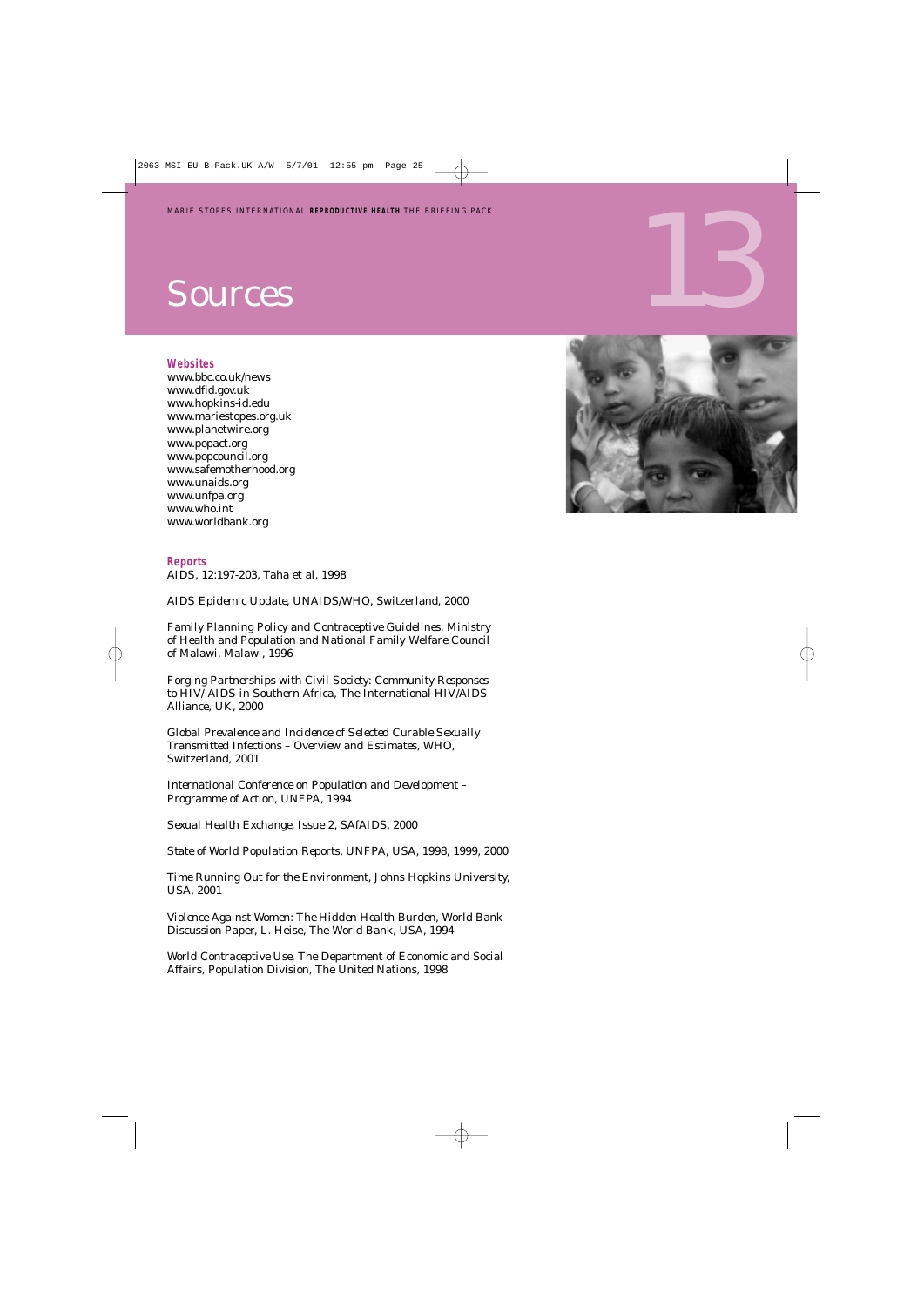# Sources

13

### Websites

www.bbc.co.uk/news
www.dfid.gov.uk
www.hopkins-id.edu
www.mariestopes.org.uk
www.planetwire.org
www.popact.org
www.popcouncil.org
www.safemotherhood.org
www.unaids.org
www.unfpa.org
www.who.int
www.worldbank.org

### Reports

*AIDS*, 12:197-203, Taha et al, 1998

*AIDS Epidemic Update*, UNAIDS/WHO, Switzerland, 2000

*Family Planning Policy and Contraceptive Guidelines*, Ministry of Health and Population and National Family Welfare Council of Malawi, Malawi, 1996

*Forging Partnerships with Civil Society: Community Responses to HIV/AIDS in Southern Africa*, The International HIV/AIDS Alliance, UK, 2000

*Global Prevalence and Incidence of Selected Curable Sexually Transmitted Infections – Overview and Estimates*, WHO, Switzerland, 2001

*International Conference on Population and Development – Programme of Action*, UNFPA, 1994

*Sexual Health Exchange*, Issue 2, SAfAIDS, 2000

*State of World Population Reports*, UNFPA, USA, 1998, 1999, 2000

*Time Running Out for the Environment*, Johns Hopkins University, USA, 2001

*Violence Against Women: The Hidden Health Burden*, World Bank Discussion Paper, L. Heise, The World Bank, USA, 1994

*World Contraceptive Use*, The Department of Economic and Social Affairs, Population Division, The United Nations, 1998